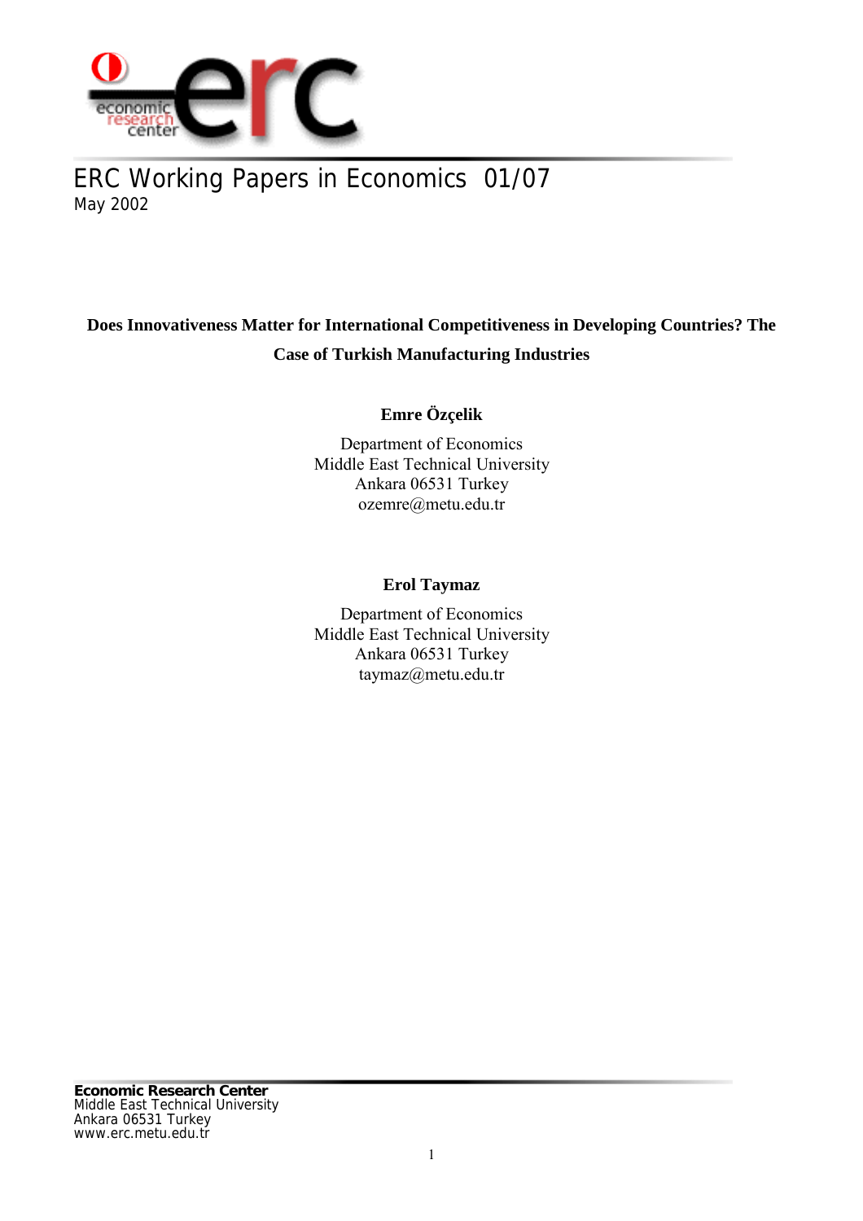ERC Working Papers in Economics 01/07

May 2002

# Does Innovativeness Matter for International Competitiveness in Developing Countries? The Case of Turkish Manufacturing Industries

**Emre Özçelik**

Department of Economics
Middle East Technical University
Ankara 06531 Turkey
ozemre@metu.edu.tr

**Erol Taymaz**

Department of Economics
Middle East Technical University
Ankara 06531 Turkey
taymaz@metu.edu.tr

**Economic Research Center**
Middle East Technical University
Ankara 06531 Turkey
www.erc.metu.edu.tr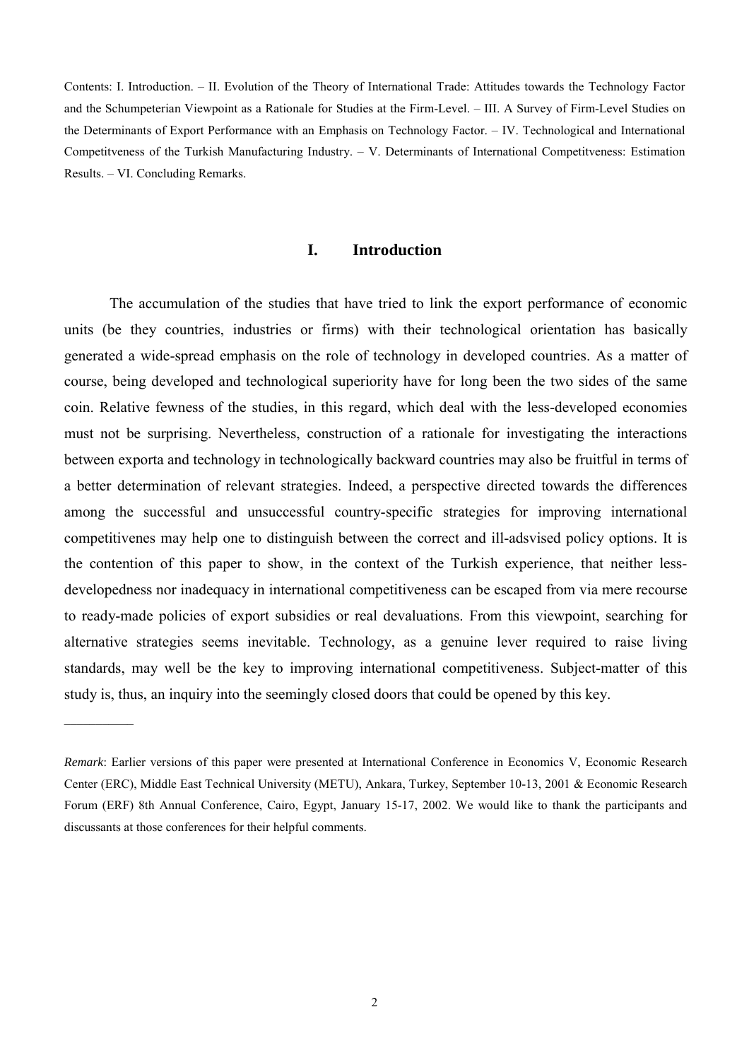Contents: I. Introduction. – II. Evolution of the Theory of International Trade: Attitudes towards the Technology Factor and the Schumpeterian Viewpoint as a Rationale for Studies at the Firm-Level. – III. A Survey of Firm-Level Studies on the Determinants of Export Performance with an Emphasis on Technology Factor. – IV. Technological and International Competitveness of the Turkish Manufacturing Industry. – V. Determinants of International Competitveness: Estimation Results. – VI. Concluding Remarks.

## I. Introduction

The accumulation of the studies that have tried to link the export performance of economic units (be they countries, industries or firms) with their technological orientation has basically generated a wide-spread emphasis on the role of technology in developed countries. As a matter of course, being developed and technological superiority have for long been the two sides of the same coin. Relative fewness of the studies, in this regard, which deal with the less-developed economies must not be surprising. Nevertheless, construction of a rationale for investigating the interactions between exporta and technology in technologically backward countries may also be fruitful in terms of a better determination of relevant strategies. Indeed, a perspective directed towards the differences among the successful and unsuccessful country-specific strategies for improving international competitivenes may help one to distinguish between the correct and ill-adsvised policy options. It is the contention of this paper to show, in the context of the Turkish experience, that neither less-developedness nor inadequacy in international competitiveness can be escaped from via mere recourse to ready-made policies of export subsidies or real devaluations. From this viewpoint, searching for alternative strategies seems inevitable. Technology, as a genuine lever required to raise living standards, may well be the key to improving international competitiveness. Subject-matter of this study is, thus, an inquiry into the seemingly closed doors that could be opened by this key.

---

*Remark*: Earlier versions of this paper were presented at International Conference in Economics V, Economic Research Center (ERC), Middle East Technical University (METU), Ankara, Turkey, September 10-13, 2001 & Economic Research Forum (ERF) 8th Annual Conference, Cairo, Egypt, January 15-17, 2002. We would like to thank the participants and discussants at those conferences for their helpful comments.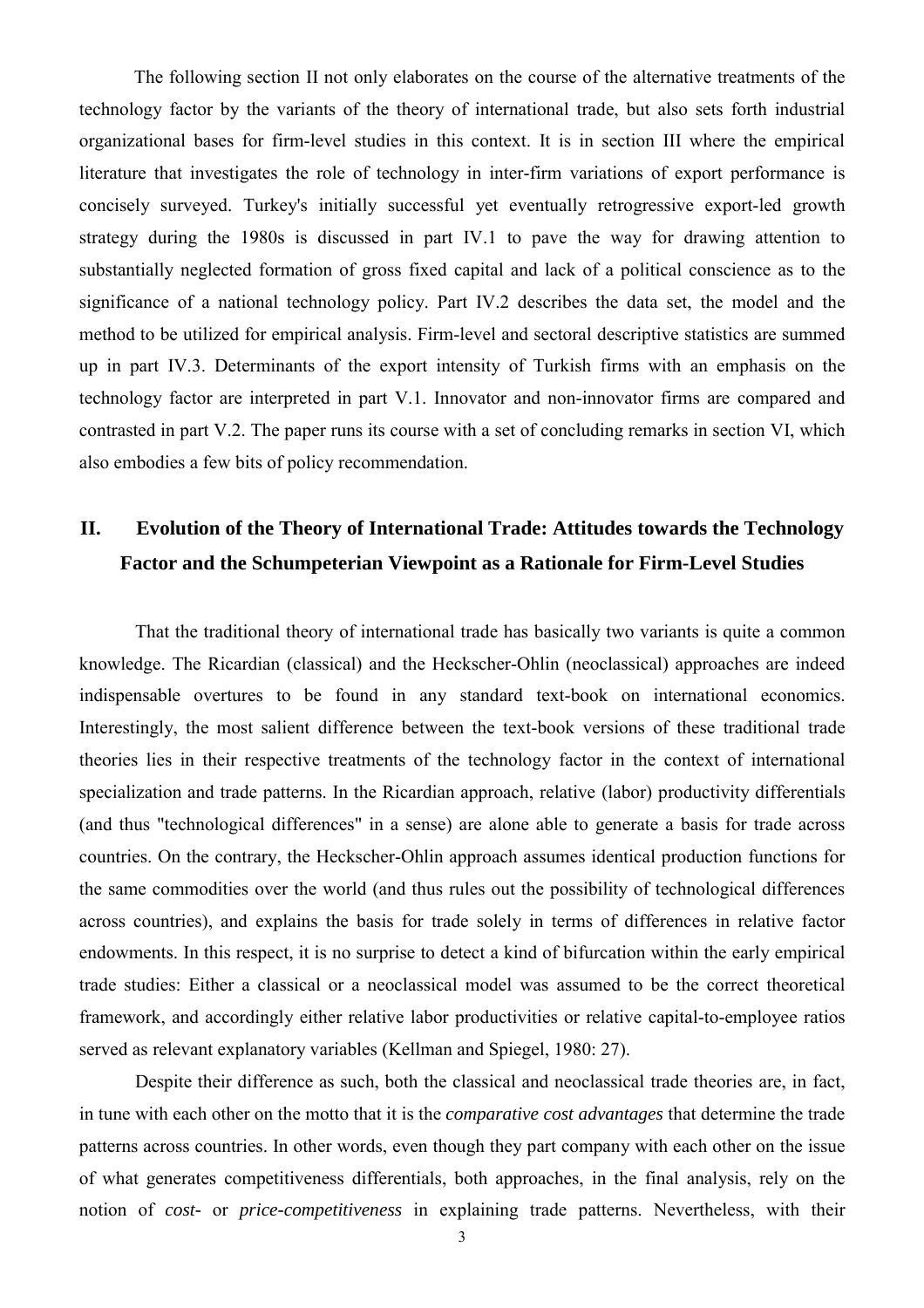The following section II not only elaborates on the course of the alternative treatments of the technology factor by the variants of the theory of international trade, but also sets forth industrial organizational bases for firm-level studies in this context. It is in section III where the empirical literature that investigates the role of technology in inter-firm variations of export performance is concisely surveyed. Turkey's initially successful yet eventually retrogressive export-led growth strategy during the 1980s is discussed in part IV.1 to pave the way for drawing attention to substantially neglected formation of gross fixed capital and lack of a political conscience as to the significance of a national technology policy. Part IV.2 describes the data set, the model and the method to be utilized for empirical analysis. Firm-level and sectoral descriptive statistics are summed up in part IV.3. Determinants of the export intensity of Turkish firms with an emphasis on the technology factor are interpreted in part V.1. Innovator and non-innovator firms are compared and contrasted in part V.2. The paper runs its course with a set of concluding remarks in section VI, which also embodies a few bits of policy recommendation.

## II. Evolution of the Theory of International Trade: Attitudes towards the Technology Factor and the Schumpeterian Viewpoint as a Rationale for Firm-Level Studies

That the traditional theory of international trade has basically two variants is quite a common knowledge. The Ricardian (classical) and the Heckscher-Ohlin (neoclassical) approaches are indeed indispensable overtures to be found in any standard text-book on international economics. Interestingly, the most salient difference between the text-book versions of these traditional trade theories lies in their respective treatments of the technology factor in the context of international specialization and trade patterns. In the Ricardian approach, relative (labor) productivity differentials (and thus "technological differences" in a sense) are alone able to generate a basis for trade across countries. On the contrary, the Heckscher-Ohlin approach assumes identical production functions for the same commodities over the world (and thus rules out the possibility of technological differences across countries), and explains the basis for trade solely in terms of differences in relative factor endowments. In this respect, it is no surprise to detect a kind of bifurcation within the early empirical trade studies: Either a classical or a neoclassical model was assumed to be the correct theoretical framework, and accordingly either relative labor productivities or relative capital-to-employee ratios served as relevant explanatory variables (Kellman and Spiegel, 1980: 27).

Despite their difference as such, both the classical and neoclassical trade theories are, in fact, in tune with each other on the motto that it is the *comparative cost advantages* that determine the trade patterns across countries. In other words, even though they part company with each other on the issue of what generates competitiveness differentials, both approaches, in the final analysis, rely on the notion of *cost-* or *price-competitiveness* in explaining trade patterns. Nevertheless, with their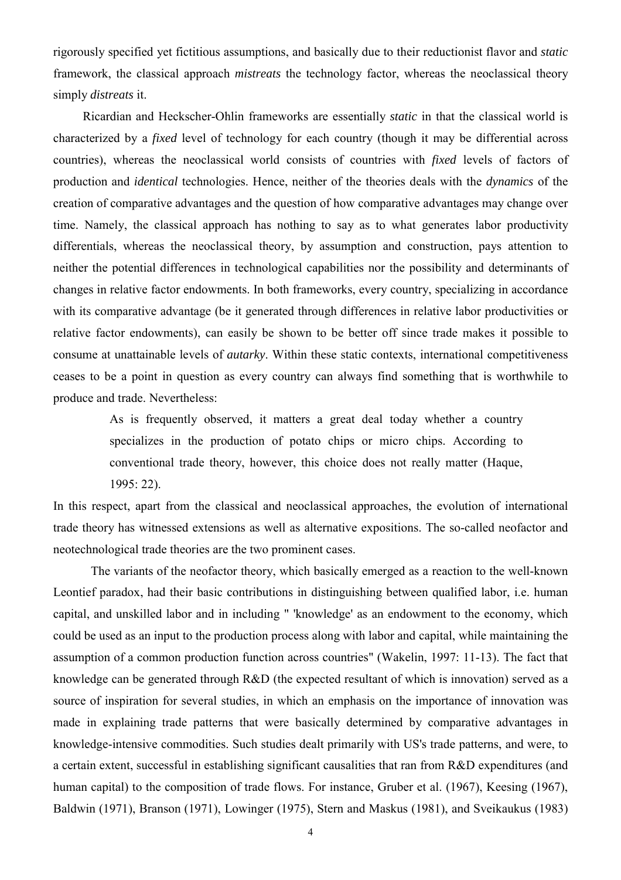rigorously specified yet fictitious assumptions, and basically due to their reductionist flavor and *static* framework, the classical approach *mistreats* the technology factor, whereas the neoclassical theory simply *distreats* it.

Ricardian and Heckscher-Ohlin frameworks are essentially *static* in that the classical world is characterized by a *fixed* level of technology for each country (though it may be differential across countries), whereas the neoclassical world consists of countries with *fixed* levels of factors of production and *identical* technologies. Hence, neither of the theories deals with the *dynamics* of the creation of comparative advantages and the question of how comparative advantages may change over time. Namely, the classical approach has nothing to say as to what generates labor productivity differentials, whereas the neoclassical theory, by assumption and construction, pays attention to neither the potential differences in technological capabilities nor the possibility and determinants of changes in relative factor endowments. In both frameworks, every country, specializing in accordance with its comparative advantage (be it generated through differences in relative labor productivities or relative factor endowments), can easily be shown to be better off since trade makes it possible to consume at unattainable levels of *autarky*. Within these static contexts, international competitiveness ceases to be a point in question as every country can always find something that is worthwhile to produce and trade. Nevertheless:

> As is frequently observed, it matters a great deal today whether a country specializes in the production of potato chips or micro chips. According to conventional trade theory, however, this choice does not really matter (Haque, 1995: 22).

In this respect, apart from the classical and neoclassical approaches, the evolution of international trade theory has witnessed extensions as well as alternative expositions. The so-called neofactor and neotechnological trade theories are the two prominent cases.

The variants of the neofactor theory, which basically emerged as a reaction to the well-known Leontief paradox, had their basic contributions in distinguishing between qualified labor, i.e. human capital, and unskilled labor and in including " 'knowledge' as an endowment to the economy, which could be used as an input to the production process along with labor and capital, while maintaining the assumption of a common production function across countries" (Wakelin, 1997: 11-13). The fact that knowledge can be generated through R&D (the expected resultant of which is innovation) served as a source of inspiration for several studies, in which an emphasis on the importance of innovation was made in explaining trade patterns that were basically determined by comparative advantages in knowledge-intensive commodities. Such studies dealt primarily with US's trade patterns, and were, to a certain extent, successful in establishing significant causalities that ran from R&D expenditures (and human capital) to the composition of trade flows. For instance, Gruber et al. (1967), Keesing (1967), Baldwin (1971), Branson (1971), Lowinger (1975), Stern and Maskus (1981), and Sveikaukus (1983)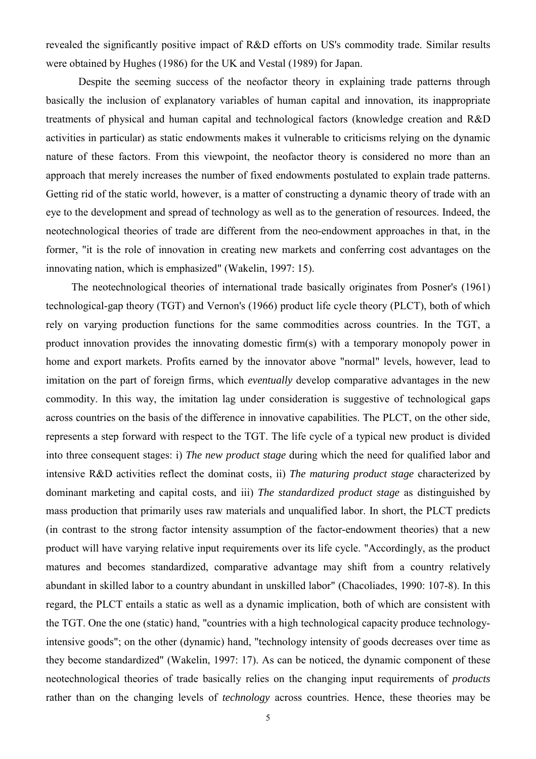revealed the significantly positive impact of R&D efforts on US's commodity trade. Similar results were obtained by Hughes (1986) for the UK and Vestal (1989) for Japan.

Despite the seeming success of the neofactor theory in explaining trade patterns through basically the inclusion of explanatory variables of human capital and innovation, its inappropriate treatments of physical and human capital and technological factors (knowledge creation and R&D activities in particular) as static endowments makes it vulnerable to criticisms relying on the dynamic nature of these factors. From this viewpoint, the neofactor theory is considered no more than an approach that merely increases the number of fixed endowments postulated to explain trade patterns. Getting rid of the static world, however, is a matter of constructing a dynamic theory of trade with an eye to the development and spread of technology as well as to the generation of resources. Indeed, the neotechnological theories of trade are different from the neo-endowment approaches in that, in the former, "it is the role of innovation in creating new markets and conferring cost advantages on the innovating nation, which is emphasized" (Wakelin, 1997: 15).

The neotechnological theories of international trade basically originates from Posner's (1961) technological-gap theory (TGT) and Vernon's (1966) product life cycle theory (PLCT), both of which rely on varying production functions for the same commodities across countries. In the TGT, a product innovation provides the innovating domestic firm(s) with a temporary monopoly power in home and export markets. Profits earned by the innovator above "normal" levels, however, lead to imitation on the part of foreign firms, which *eventually* develop comparative advantages in the new commodity. In this way, the imitation lag under consideration is suggestive of technological gaps across countries on the basis of the difference in innovative capabilities. The PLCT, on the other side, represents a step forward with respect to the TGT. The life cycle of a typical new product is divided into three consequent stages: i) *The new product stage* during which the need for qualified labor and intensive R&D activities reflect the dominat costs, ii) *The maturing product stage* characterized by dominant marketing and capital costs, and iii) *The standardized product stage* as distinguished by mass production that primarily uses raw materials and unqualified labor. In short, the PLCT predicts (in contrast to the strong factor intensity assumption of the factor-endowment theories) that a new product will have varying relative input requirements over its life cycle. "Accordingly, as the product matures and becomes standardized, comparative advantage may shift from a country relatively abundant in skilled labor to a country abundant in unskilled labor" (Chacoliades, 1990: 107-8). In this regard, the PLCT entails a static as well as a dynamic implication, both of which are consistent with the TGT. One the one (static) hand, "countries with a high technological capacity produce technology-intensive goods"; on the other (dynamic) hand, "technology intensity of goods decreases over time as they become standardized" (Wakelin, 1997: 17). As can be noticed, the dynamic component of these neotechnological theories of trade basically relies on the changing input requirements of *products* rather than on the changing levels of *technology* across countries. Hence, these theories may be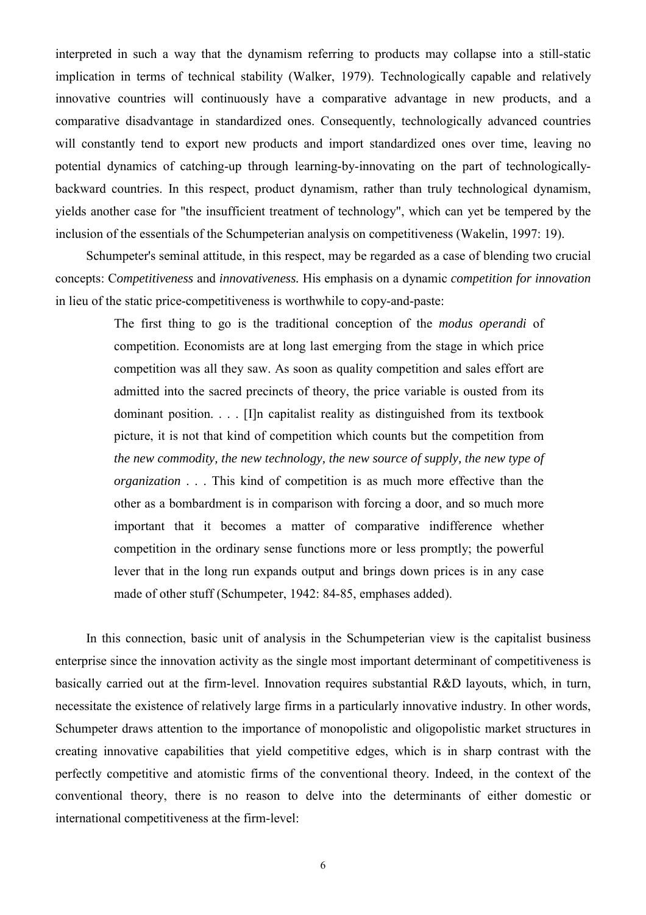interpreted in such a way that the dynamism referring to products may collapse into a still-static implication in terms of technical stability (Walker, 1979). Technologically capable and relatively innovative countries will continuously have a comparative advantage in new products, and a comparative disadvantage in standardized ones. Consequently, technologically advanced countries will constantly tend to export new products and import standardized ones over time, leaving no potential dynamics of catching-up through learning-by-innovating on the part of technologically-backward countries. In this respect, product dynamism, rather than truly technological dynamism, yields another case for "the insufficient treatment of technology", which can yet be tempered by the inclusion of the essentials of the Schumpeterian analysis on competitiveness (Wakelin, 1997: 19).

Schumpeter's seminal attitude, in this respect, may be regarded as a case of blending two crucial concepts: C*ompetitiveness* and *innovativeness.* His emphasis on a dynamic *competition for innovation* in lieu of the static price-competitiveness is worthwhile to copy-and-paste:

> The first thing to go is the traditional conception of the *modus operandi* of competition. Economists are at long last emerging from the stage in which price competition was all they saw. As soon as quality competition and sales effort are admitted into the sacred precincts of theory, the price variable is ousted from its dominant position. . . . [I]n capitalist reality as distinguished from its textbook picture, it is not that kind of competition which counts but the competition from *the new commodity, the new technology, the new source of supply, the new type of organization* . . . This kind of competition is as much more effective than the other as a bombardment is in comparison with forcing a door, and so much more important that it becomes a matter of comparative indifference whether competition in the ordinary sense functions more or less promptly; the powerful lever that in the long run expands output and brings down prices is in any case made of other stuff (Schumpeter, 1942: 84-85, emphases added).

In this connection, basic unit of analysis in the Schumpeterian view is the capitalist business enterprise since the innovation activity as the single most important determinant of competitiveness is basically carried out at the firm-level. Innovation requires substantial R&D layouts, which, in turn, necessitate the existence of relatively large firms in a particularly innovative industry. In other words, Schumpeter draws attention to the importance of monopolistic and oligopolistic market structures in creating innovative capabilities that yield competitive edges, which is in sharp contrast with the perfectly competitive and atomistic firms of the conventional theory. Indeed, in the context of the conventional theory, there is no reason to delve into the determinants of either domestic or international competitiveness at the firm-level: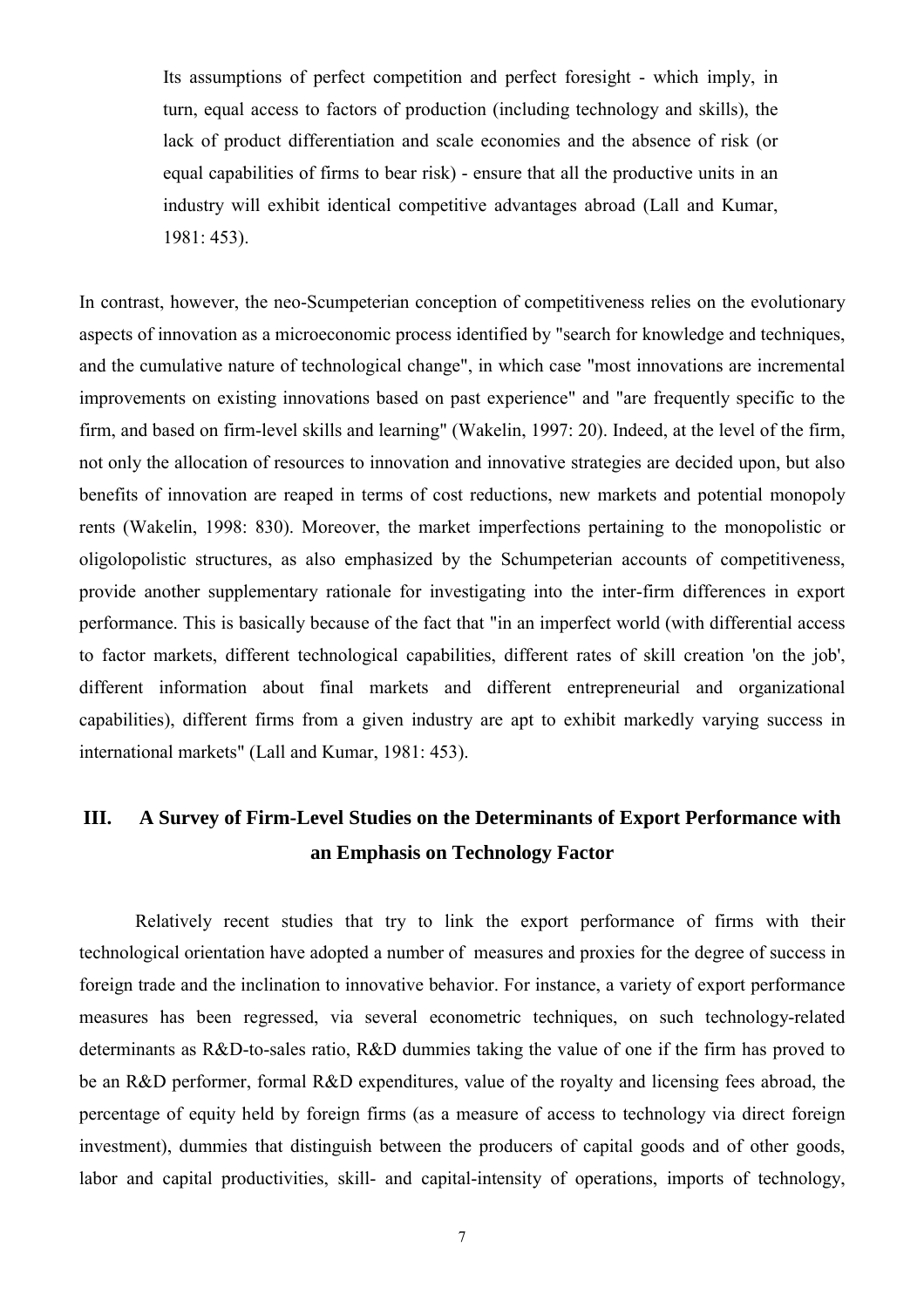> Its assumptions of perfect competition and perfect foresight - which imply, in turn, equal access to factors of production (including technology and skills), the lack of product differentiation and scale economies and the absence of risk (or equal capabilities of firms to bear risk) - ensure that all the productive units in an industry will exhibit identical competitive advantages abroad (Lall and Kumar, 1981: 453).

In contrast, however, the neo-Scumpeterian conception of competitiveness relies on the evolutionary aspects of innovation as a microeconomic process identified by "search for knowledge and techniques, and the cumulative nature of technological change", in which case "most innovations are incremental improvements on existing innovations based on past experience" and "are frequently specific to the firm, and based on firm-level skills and learning" (Wakelin, 1997: 20). Indeed, at the level of the firm, not only the allocation of resources to innovation and innovative strategies are decided upon, but also benefits of innovation are reaped in terms of cost reductions, new markets and potential monopoly rents (Wakelin, 1998: 830). Moreover, the market imperfections pertaining to the monopolistic or oligolopolistic structures, as also emphasized by the Schumpeterian accounts of competitiveness, provide another supplementary rationale for investigating into the inter-firm differences in export performance. This is basically because of the fact that "in an imperfect world (with differential access to factor markets, different technological capabilities, different rates of skill creation 'on the job', different information about final markets and different entrepreneurial and organizational capabilities), different firms from a given industry are apt to exhibit markedly varying success in international markets" (Lall and Kumar, 1981: 453).

## III. A Survey of Firm-Level Studies on the Determinants of Export Performance with an Emphasis on Technology Factor

Relatively recent studies that try to link the export performance of firms with their technological orientation have adopted a number of measures and proxies for the degree of success in foreign trade and the inclination to innovative behavior. For instance, a variety of export performance measures has been regressed, via several econometric techniques, on such technology-related determinants as R&D-to-sales ratio, R&D dummies taking the value of one if the firm has proved to be an R&D performer, formal R&D expenditures, value of the royalty and licensing fees abroad, the percentage of equity held by foreign firms (as a measure of access to technology via direct foreign investment), dummies that distinguish between the producers of capital goods and of other goods, labor and capital productivities, skill- and capital-intensity of operations, imports of technology,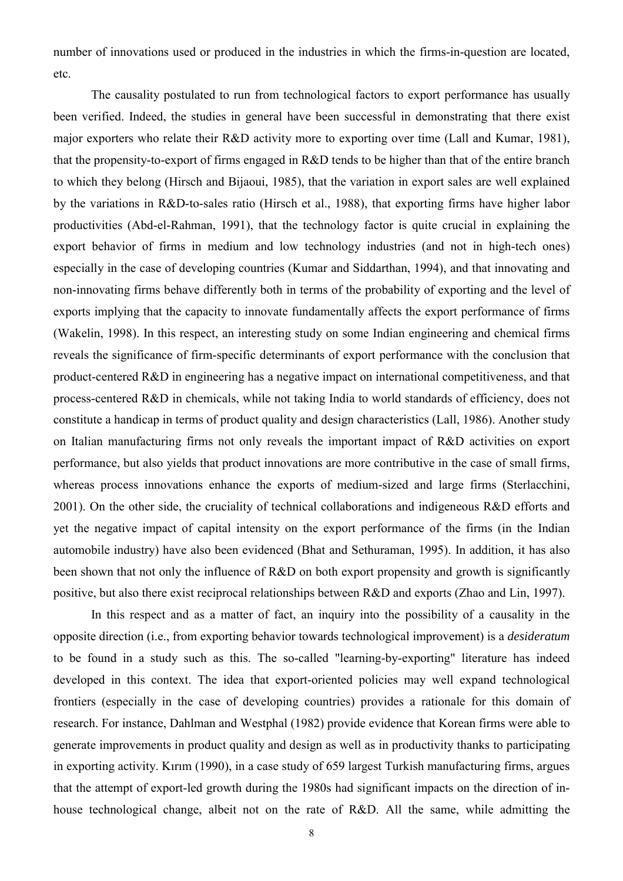number of innovations used or produced in the industries in which the firms-in-question are located, etc.

The causality postulated to run from technological factors to export performance has usually been verified. Indeed, the studies in general have been successful in demonstrating that there exist major exporters who relate their R&D activity more to exporting over time (Lall and Kumar, 1981), that the propensity-to-export of firms engaged in R&D tends to be higher than that of the entire branch to which they belong (Hirsch and Bijaoui, 1985), that the variation in export sales are well explained by the variations in R&D-to-sales ratio (Hirsch et al., 1988), that exporting firms have higher labor productivities (Abd-el-Rahman, 1991), that the technology factor is quite crucial in explaining the export behavior of firms in medium and low technology industries (and not in high-tech ones) especially in the case of developing countries (Kumar and Siddarthan, 1994), and that innovating and non-innovating firms behave differently both in terms of the probability of exporting and the level of exports implying that the capacity to innovate fundamentally affects the export performance of firms (Wakelin, 1998). In this respect, an interesting study on some Indian engineering and chemical firms reveals the significance of firm-specific determinants of export performance with the conclusion that product-centered R&D in engineering has a negative impact on international competitiveness, and that process-centered R&D in chemicals, while not taking India to world standards of efficiency, does not constitute a handicap in terms of product quality and design characteristics (Lall, 1986). Another study on Italian manufacturing firms not only reveals the important impact of R&D activities on export performance, but also yields that product innovations are more contributive in the case of small firms, whereas process innovations enhance the exports of medium-sized and large firms (Sterlacchini, 2001). On the other side, the cruciality of technical collaborations and indigeneous R&D efforts and yet the negative impact of capital intensity on the export performance of the firms (in the Indian automobile industry) have also been evidenced (Bhat and Sethuraman, 1995). In addition, it has also been shown that not only the influence of R&D on both export propensity and growth is significantly positive, but also there exist reciprocal relationships between R&D and exports (Zhao and Lin, 1997).

In this respect and as a matter of fact, an inquiry into the possibility of a causality in the opposite direction (i.e., from exporting behavior towards technological improvement) is a *desideratum* to be found in a study such as this. The so-called "learning-by-exporting" literature has indeed developed in this context. The idea that export-oriented policies may well expand technological frontiers (especially in the case of developing countries) provides a rationale for this domain of research. For instance, Dahlman and Westphal (1982) provide evidence that Korean firms were able to generate improvements in product quality and design as well as in productivity thanks to participating in exporting activity. Kırım (1990), in a case study of 659 largest Turkish manufacturing firms, argues that the attempt of export-led growth during the 1980s had significant impacts on the direction of in-house technological change, albeit not on the rate of R&D. All the same, while admitting the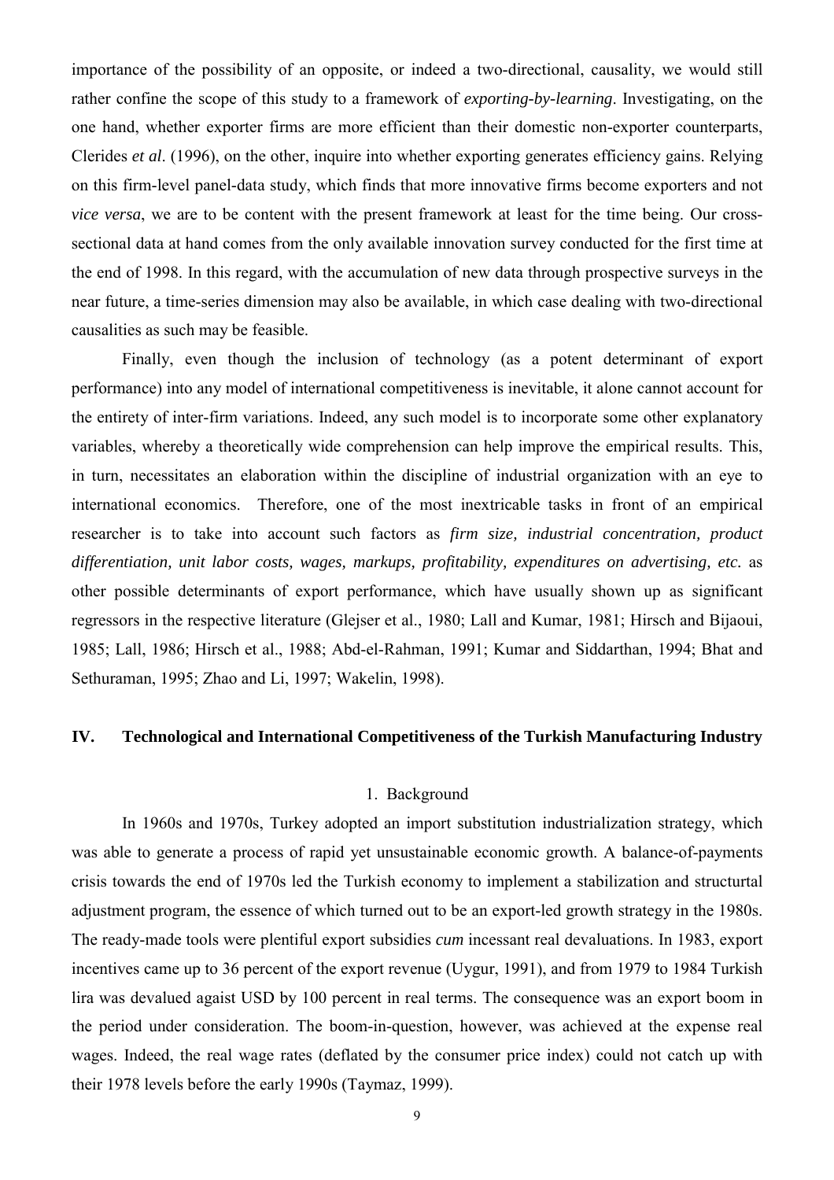importance of the possibility of an opposite, or indeed a two-directional, causality, we would still rather confine the scope of this study to a framework of *exporting-by-learning*. Investigating, on the one hand, whether exporter firms are more efficient than their domestic non-exporter counterparts, Clerides *et al*. (1996), on the other, inquire into whether exporting generates efficiency gains. Relying on this firm-level panel-data study, which finds that more innovative firms become exporters and not *vice versa*, we are to be content with the present framework at least for the time being. Our cross-sectional data at hand comes from the only available innovation survey conducted for the first time at the end of 1998. In this regard, with the accumulation of new data through prospective surveys in the near future, a time-series dimension may also be available, in which case dealing with two-directional causalities as such may be feasible.

Finally, even though the inclusion of technology (as a potent determinant of export performance) into any model of international competitiveness is inevitable, it alone cannot account for the entirety of inter-firm variations. Indeed, any such model is to incorporate some other explanatory variables, whereby a theoretically wide comprehension can help improve the empirical results. This, in turn, necessitates an elaboration within the discipline of industrial organization with an eye to international economics. Therefore, one of the most inextricable tasks in front of an empirical researcher is to take into account such factors as *firm size, industrial concentration, product differentiation, unit labor costs, wages, markups, profitability, expenditures on advertising, etc.* as other possible determinants of export performance, which have usually shown up as significant regressors in the respective literature (Glejser et al., 1980; Lall and Kumar, 1981; Hirsch and Bijaoui, 1985; Lall, 1986; Hirsch et al., 1988; Abd-el-Rahman, 1991; Kumar and Siddarthan, 1994; Bhat and Sethuraman, 1995; Zhao and Li, 1997; Wakelin, 1998).

## IV. Technological and International Competitiveness of the Turkish Manufacturing Industry

### 1. Background

In 1960s and 1970s, Turkey adopted an import substitution industrialization strategy, which was able to generate a process of rapid yet unsustainable economic growth. A balance-of-payments crisis towards the end of 1970s led the Turkish economy to implement a stabilization and structurtal adjustment program, the essence of which turned out to be an export-led growth strategy in the 1980s. The ready-made tools were plentiful export subsidies *cum* incessant real devaluations. In 1983, export incentives came up to 36 percent of the export revenue (Uygur, 1991), and from 1979 to 1984 Turkish lira was devalued agaist USD by 100 percent in real terms. The consequence was an export boom in the period under consideration. The boom-in-question, however, was achieved at the expense real wages. Indeed, the real wage rates (deflated by the consumer price index) could not catch up with their 1978 levels before the early 1990s (Taymaz, 1999).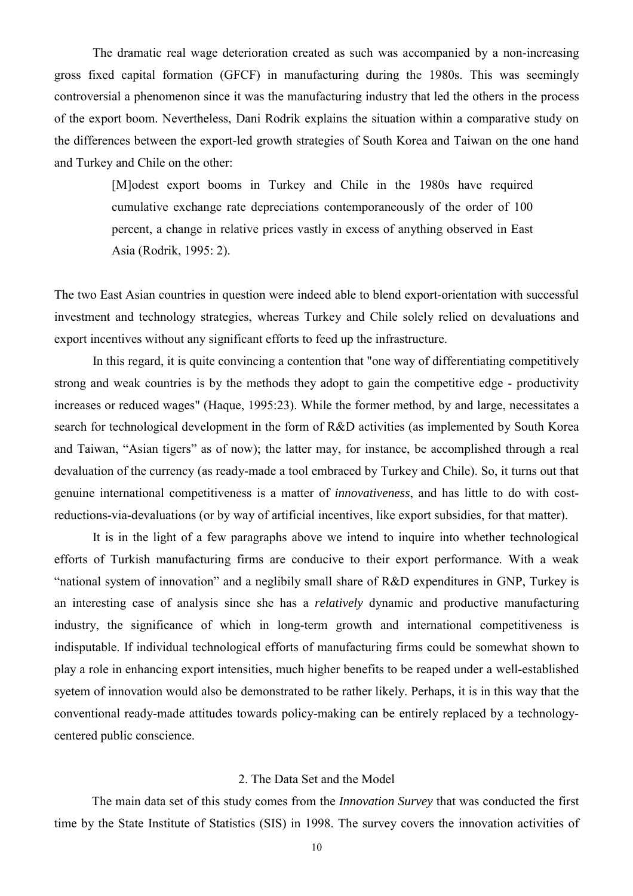The dramatic real wage deterioration created as such was accompanied by a non-increasing gross fixed capital formation (GFCF) in manufacturing during the 1980s. This was seemingly controversial a phenomenon since it was the manufacturing industry that led the others in the process of the export boom. Nevertheless, Dani Rodrik explains the situation within a comparative study on the differences between the export-led growth strategies of South Korea and Taiwan on the one hand and Turkey and Chile on the other:

> [M]odest export booms in Turkey and Chile in the 1980s have required cumulative exchange rate depreciations contemporaneously of the order of 100 percent, a change in relative prices vastly in excess of anything observed in East Asia (Rodrik, 1995: 2).

The two East Asian countries in question were indeed able to blend export-orientation with successful investment and technology strategies, whereas Turkey and Chile solely relied on devaluations and export incentives without any significant efforts to feed up the infrastructure.

In this regard, it is quite convincing a contention that "one way of differentiating competitively strong and weak countries is by the methods they adopt to gain the competitive edge - productivity increases or reduced wages" (Haque, 1995:23). While the former method, by and large, necessitates a search for technological development in the form of R&D activities (as implemented by South Korea and Taiwan, "Asian tigers" as of now); the latter may, for instance, be accomplished through a real devaluation of the currency (as ready-made a tool embraced by Turkey and Chile). So, it turns out that genuine international competitiveness is a matter of *innovativeness*, and has little to do with cost-reductions-via-devaluations (or by way of artificial incentives, like export subsidies, for that matter).

It is in the light of a few paragraphs above we intend to inquire into whether technological efforts of Turkish manufacturing firms are conducive to their export performance. With a weak "national system of innovation" and a neglibily small share of R&D expenditures in GNP, Turkey is an interesting case of analysis since she has a *relatively* dynamic and productive manufacturing industry, the significance of which in long-term growth and international competitiveness is indisputable. If individual technological efforts of manufacturing firms could be somewhat shown to play a role in enhancing export intensities, much higher benefits to be reaped under a well-established syetem of innovation would also be demonstrated to be rather likely. Perhaps, it is in this way that the conventional ready-made attitudes towards policy-making can be entirely replaced by a technology-centered public conscience.

## 2. The Data Set and the Model

The main data set of this study comes from the *Innovation Survey* that was conducted the first time by the State Institute of Statistics (SIS) in 1998. The survey covers the innovation activities of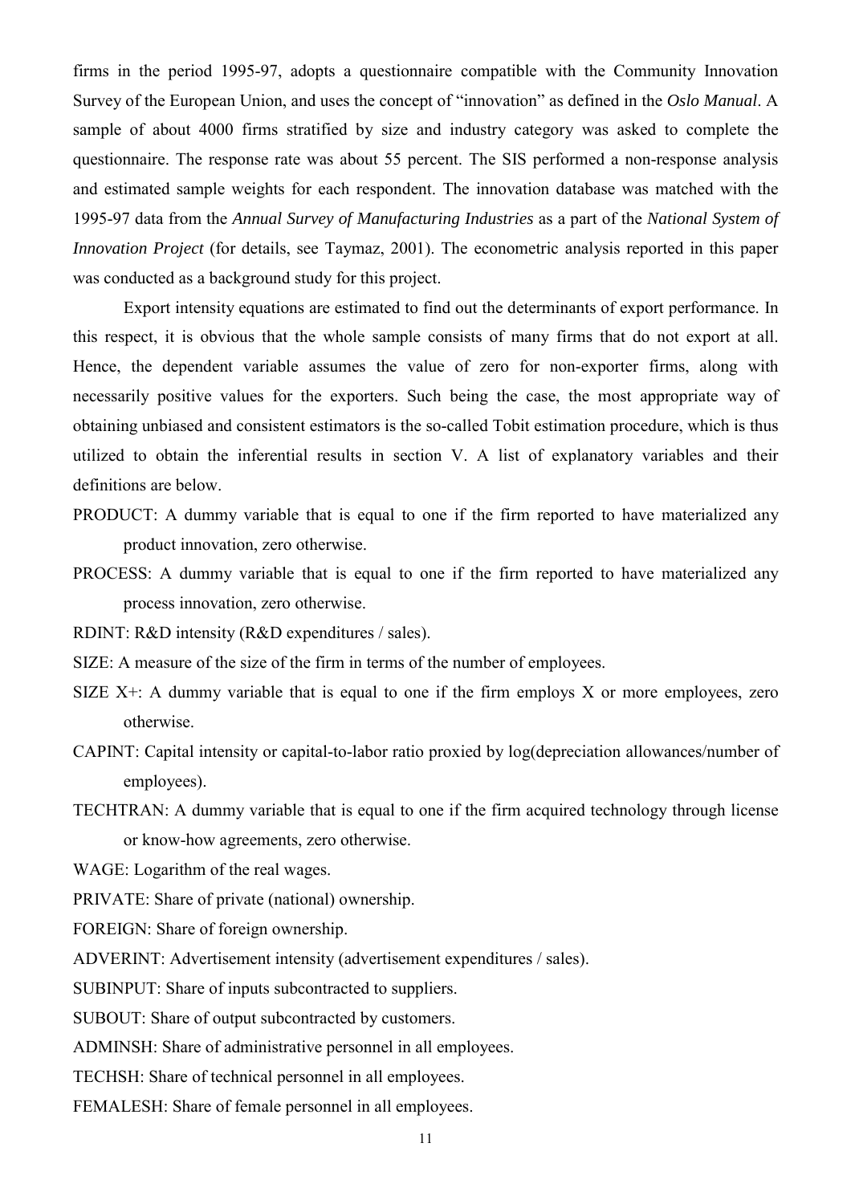firms in the period 1995-97, adopts a questionnaire compatible with the Community Innovation Survey of the European Union, and uses the concept of "innovation" as defined in the *Oslo Manual*. A sample of about 4000 firms stratified by size and industry category was asked to complete the questionnaire. The response rate was about 55 percent. The SIS performed a non-response analysis and estimated sample weights for each respondent. The innovation database was matched with the 1995-97 data from the *Annual Survey of Manufacturing Industries* as a part of the *National System of Innovation Project* (for details, see Taymaz, 2001). The econometric analysis reported in this paper was conducted as a background study for this project.

Export intensity equations are estimated to find out the determinants of export performance. In this respect, it is obvious that the whole sample consists of many firms that do not export at all. Hence, the dependent variable assumes the value of zero for non-exporter firms, along with necessarily positive values for the exporters. Such being the case, the most appropriate way of obtaining unbiased and consistent estimators is the so-called Tobit estimation procedure, which is thus utilized to obtain the inferential results in section V. A list of explanatory variables and their definitions are below.

PRODUCT: A dummy variable that is equal to one if the firm reported to have materialized any product innovation, zero otherwise.

PROCESS: A dummy variable that is equal to one if the firm reported to have materialized any process innovation, zero otherwise.

RDINT: R&D intensity (R&D expenditures / sales).

SIZE: A measure of the size of the firm in terms of the number of employees.

SIZE X+: A dummy variable that is equal to one if the firm employs X or more employees, zero otherwise.

CAPINT: Capital intensity or capital-to-labor ratio proxied by log(depreciation allowances/number of employees).

TECHTRAN: A dummy variable that is equal to one if the firm acquired technology through license or know-how agreements, zero otherwise.

WAGE: Logarithm of the real wages.

PRIVATE: Share of private (national) ownership.

FOREIGN: Share of foreign ownership.

ADVERINT: Advertisement intensity (advertisement expenditures / sales).

SUBINPUT: Share of inputs subcontracted to suppliers.

SUBOUT: Share of output subcontracted by customers.

ADMINSH: Share of administrative personnel in all employees.

TECHSH: Share of technical personnel in all employees.

FEMALESH: Share of female personnel in all employees.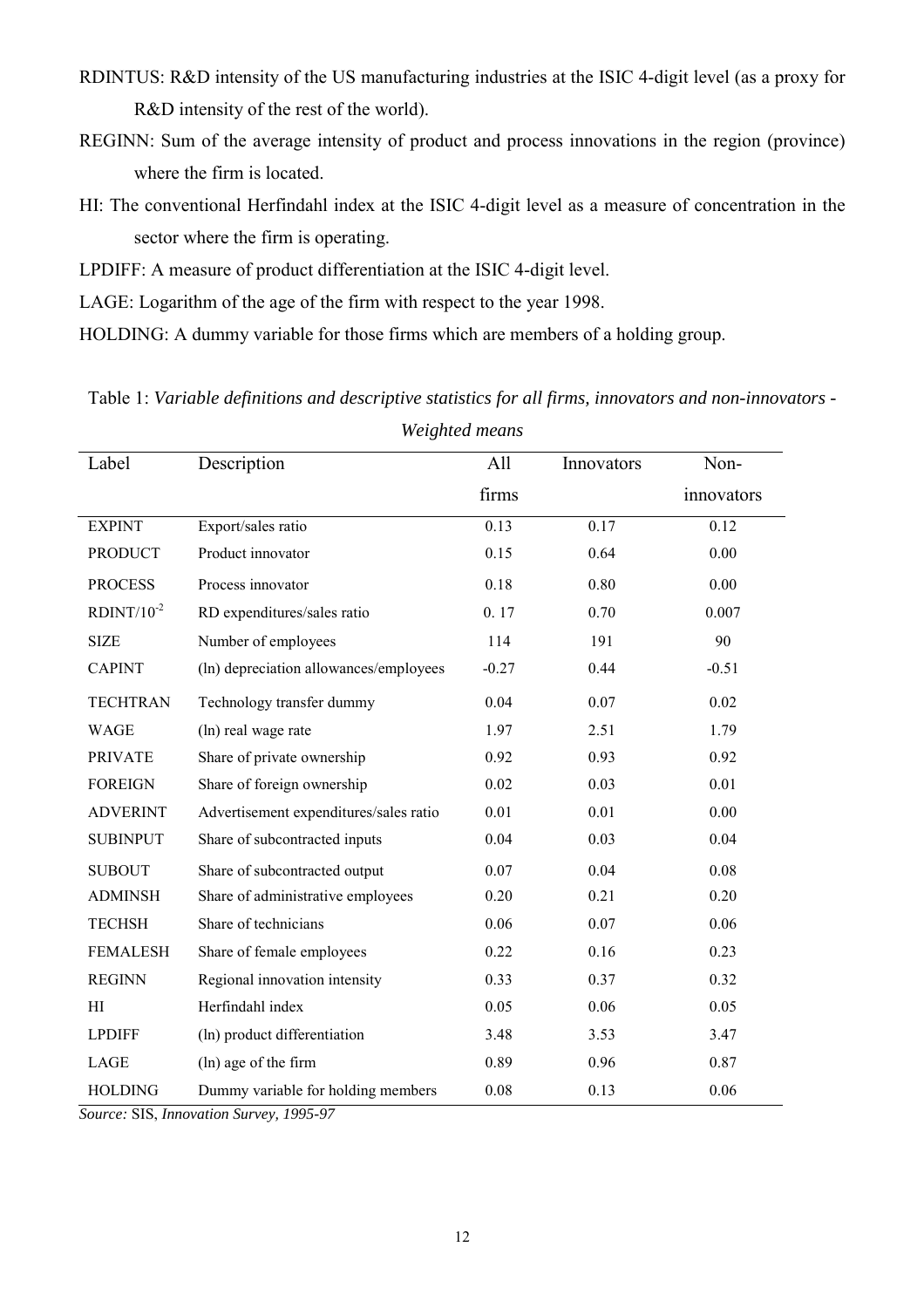RDINTUS: R&D intensity of the US manufacturing industries at the ISIC 4-digit level (as a proxy for R&D intensity of the rest of the world).

REGINN: Sum of the average intensity of product and process innovations in the region (province) where the firm is located.

HI: The conventional Herfindahl index at the ISIC 4-digit level as a measure of concentration in the sector where the firm is operating.

LPDIFF: A measure of product differentiation at the ISIC 4-digit level.

LAGE: Logarithm of the age of the firm with respect to the year 1998.

HOLDING: A dummy variable for those firms which are members of a holding group.

Table 1: *Variable definitions and descriptive statistics for all firms, innovators and non-innovators - Weighted means*

| Label | Description | All firms | Innovators | Non-innovators |
|---|---|---|---|---|
| EXPINT | Export/sales ratio | 0.13 | 0.17 | 0.12 |
| PRODUCT | Product innovator | 0.15 | 0.64 | 0.00 |
| PROCESS | Process innovator | 0.18 | 0.80 | 0.00 |
| RDINT/$10^{-2}$ | RD expenditures/sales ratio | 0. 17 | 0.70 | 0.007 |
| SIZE | Number of employees | 114 | 191 | 90 |
| CAPINT | (ln) depreciation allowances/employees | -0.27 | 0.44 | -0.51 |
| TECHTRAN | Technology transfer dummy | 0.04 | 0.07 | 0.02 |
| WAGE | (ln) real wage rate | 1.97 | 2.51 | 1.79 |
| PRIVATE | Share of private ownership | 0.92 | 0.93 | 0.92 |
| FOREIGN | Share of foreign ownership | 0.02 | 0.03 | 0.01 |
| ADVERINT | Advertisement expenditures/sales ratio | 0.01 | 0.01 | 0.00 |
| SUBINPUT | Share of subcontracted inputs | 0.04 | 0.03 | 0.04 |
| SUBOUT | Share of subcontracted output | 0.07 | 0.04 | 0.08 |
| ADMINSH | Share of administrative employees | 0.20 | 0.21 | 0.20 |
| TECHSH | Share of technicians | 0.06 | 0.07 | 0.06 |
| FEMALESH | Share of female employees | 0.22 | 0.16 | 0.23 |
| REGINN | Regional innovation intensity | 0.33 | 0.37 | 0.32 |
| HI | Herfindahl index | 0.05 | 0.06 | 0.05 |
| LPDIFF | (ln) product differentiation | 3.48 | 3.53 | 3.47 |
| LAGE | (ln) age of the firm | 0.89 | 0.96 | 0.87 |
| HOLDING | Dummy variable for holding members | 0.08 | 0.13 | 0.06 |

*Source:* SIS, *Innovation Survey, 1995-97*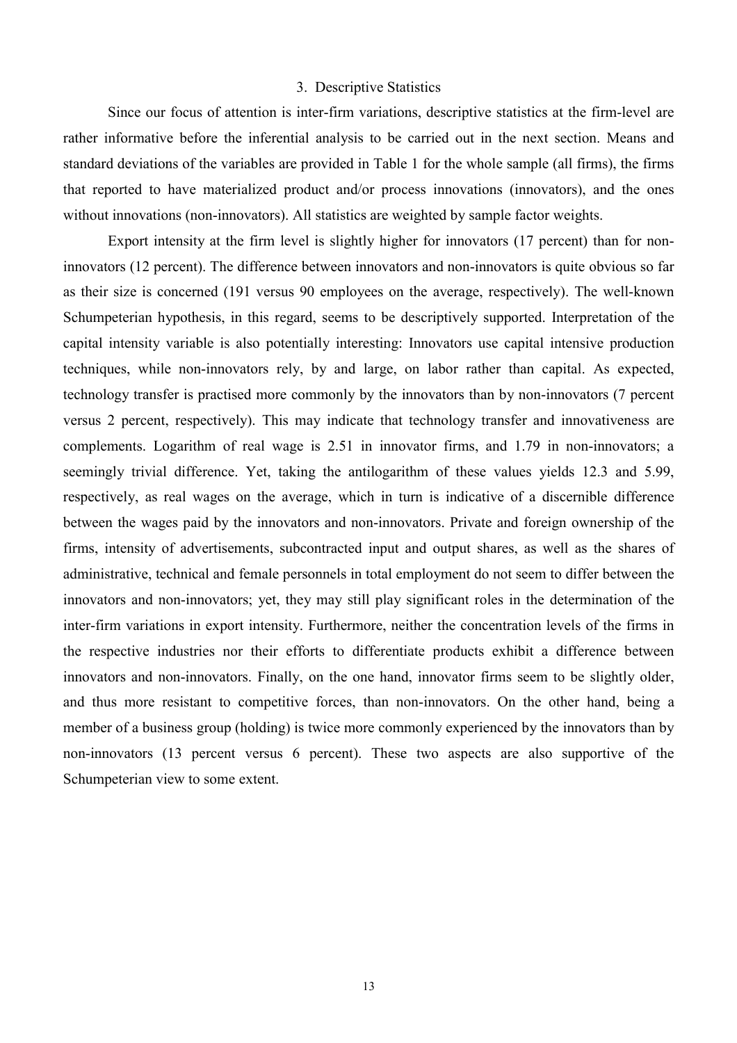## 3. Descriptive Statistics

Since our focus of attention is inter-firm variations, descriptive statistics at the firm-level are rather informative before the inferential analysis to be carried out in the next section. Means and standard deviations of the variables are provided in Table 1 for the whole sample (all firms), the firms that reported to have materialized product and/or process innovations (innovators), and the ones without innovations (non-innovators). All statistics are weighted by sample factor weights.

Export intensity at the firm level is slightly higher for innovators (17 percent) than for non-innovators (12 percent). The difference between innovators and non-innovators is quite obvious so far as their size is concerned (191 versus 90 employees on the average, respectively). The well-known Schumpeterian hypothesis, in this regard, seems to be descriptively supported. Interpretation of the capital intensity variable is also potentially interesting: Innovators use capital intensive production techniques, while non-innovators rely, by and large, on labor rather than capital. As expected, technology transfer is practised more commonly by the innovators than by non-innovators (7 percent versus 2 percent, respectively). This may indicate that technology transfer and innovativeness are complements. Logarithm of real wage is 2.51 in innovator firms, and 1.79 in non-innovators; a seemingly trivial difference. Yet, taking the antilogarithm of these values yields 12.3 and 5.99, respectively, as real wages on the average, which in turn is indicative of a discernible difference between the wages paid by the innovators and non-innovators. Private and foreign ownership of the firms, intensity of advertisements, subcontracted input and output shares, as well as the shares of administrative, technical and female personnels in total employment do not seem to differ between the innovators and non-innovators; yet, they may still play significant roles in the determination of the inter-firm variations in export intensity. Furthermore, neither the concentration levels of the firms in the respective industries nor their efforts to differentiate products exhibit a difference between innovators and non-innovators. Finally, on the one hand, innovator firms seem to be slightly older, and thus more resistant to competitive forces, than non-innovators. On the other hand, being a member of a business group (holding) is twice more commonly experienced by the innovators than by non-innovators (13 percent versus 6 percent). These two aspects are also supportive of the Schumpeterian view to some extent.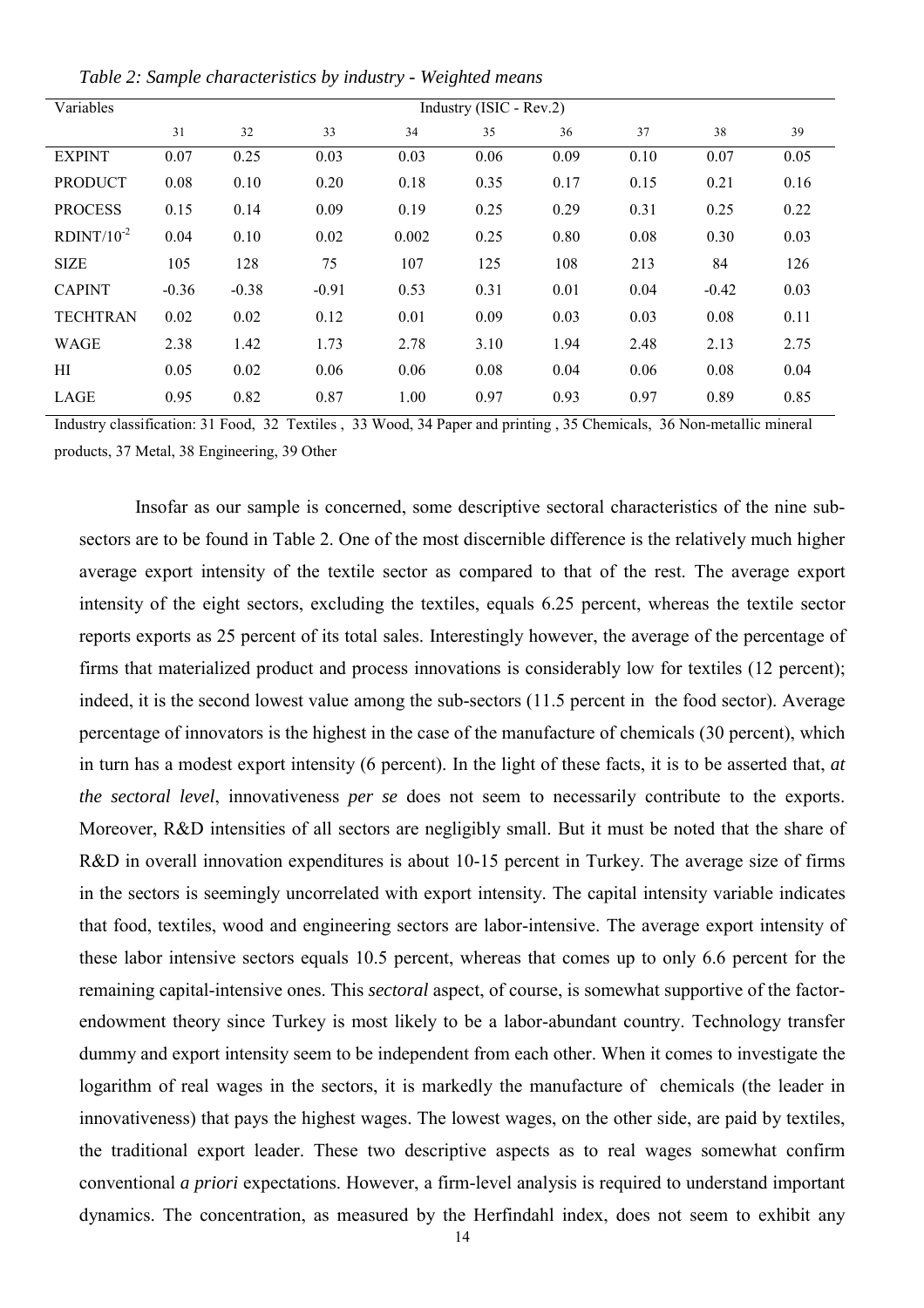*Table 2: Sample characteristics by industry - Weighted means*

| Variables | Industry (ISIC - Rev.2) | | | | | | | | |
|---|---|---|---|---|---|---|---|---|---|
| | 31 | 32 | 33 | 34 | 35 | 36 | 37 | 38 | 39 |
| EXPINT | 0.07 | 0.25 | 0.03 | 0.03 | 0.06 | 0.09 | 0.10 | 0.07 | 0.05 |
| PRODUCT | 0.08 | 0.10 | 0.20 | 0.18 | 0.35 | 0.17 | 0.15 | 0.21 | 0.16 |
| PROCESS | 0.15 | 0.14 | 0.09 | 0.19 | 0.25 | 0.29 | 0.31 | 0.25 | 0.22 |
| RDINT/$10^{-2}$ | 0.04 | 0.10 | 0.02 | 0.002 | 0.25 | 0.80 | 0.08 | 0.30 | 0.03 |
| SIZE | 105 | 128 | 75 | 107 | 125 | 108 | 213 | 84 | 126 |
| CAPINT | -0.36 | -0.38 | -0.91 | 0.53 | 0.31 | 0.01 | 0.04 | -0.42 | 0.03 |
| TECHTRAN | 0.02 | 0.02 | 0.12 | 0.01 | 0.09 | 0.03 | 0.03 | 0.08 | 0.11 |
| WAGE | 2.38 | 1.42 | 1.73 | 2.78 | 3.10 | 1.94 | 2.48 | 2.13 | 2.75 |
| HI | 0.05 | 0.02 | 0.06 | 0.06 | 0.08 | 0.04 | 0.06 | 0.08 | 0.04 |
| LAGE | 0.95 | 0.82 | 0.87 | 1.00 | 0.97 | 0.93 | 0.97 | 0.89 | 0.85 |

Industry classification: 31 Food, 32 Textiles , 33 Wood, 34 Paper and printing , 35 Chemicals, 36 Non-metallic mineral products, 37 Metal, 38 Engineering, 39 Other

Insofar as our sample is concerned, some descriptive sectoral characteristics of the nine sub-sectors are to be found in Table 2. One of the most discernible difference is the relatively much higher average export intensity of the textile sector as compared to that of the rest. The average export intensity of the eight sectors, excluding the textiles, equals 6.25 percent, whereas the textile sector reports exports as 25 percent of its total sales. Interestingly however, the average of the percentage of firms that materialized product and process innovations is considerably low for textiles (12 percent); indeed, it is the second lowest value among the sub-sectors (11.5 percent in the food sector). Average percentage of innovators is the highest in the case of the manufacture of chemicals (30 percent), which in turn has a modest export intensity (6 percent). In the light of these facts, it is to be asserted that, *at the sectoral level*, innovativeness *per se* does not seem to necessarily contribute to the exports. Moreover, R&D intensities of all sectors are negligibly small. But it must be noted that the share of R&D in overall innovation expenditures is about 10-15 percent in Turkey. The average size of firms in the sectors is seemingly uncorrelated with export intensity. The capital intensity variable indicates that food, textiles, wood and engineering sectors are labor-intensive. The average export intensity of these labor intensive sectors equals 10.5 percent, whereas that comes up to only 6.6 percent for the remaining capital-intensive ones. This *sectoral* aspect, of course, is somewhat supportive of the factor-endowment theory since Turkey is most likely to be a labor-abundant country. Technology transfer dummy and export intensity seem to be independent from each other. When it comes to investigate the logarithm of real wages in the sectors, it is markedly the manufacture of chemicals (the leader in innovativeness) that pays the highest wages. The lowest wages, on the other side, are paid by textiles, the traditional export leader. These two descriptive aspects as to real wages somewhat confirm conventional *a priori* expectations. However, a firm-level analysis is required to understand important dynamics. The concentration, as measured by the Herfindahl index, does not seem to exhibit any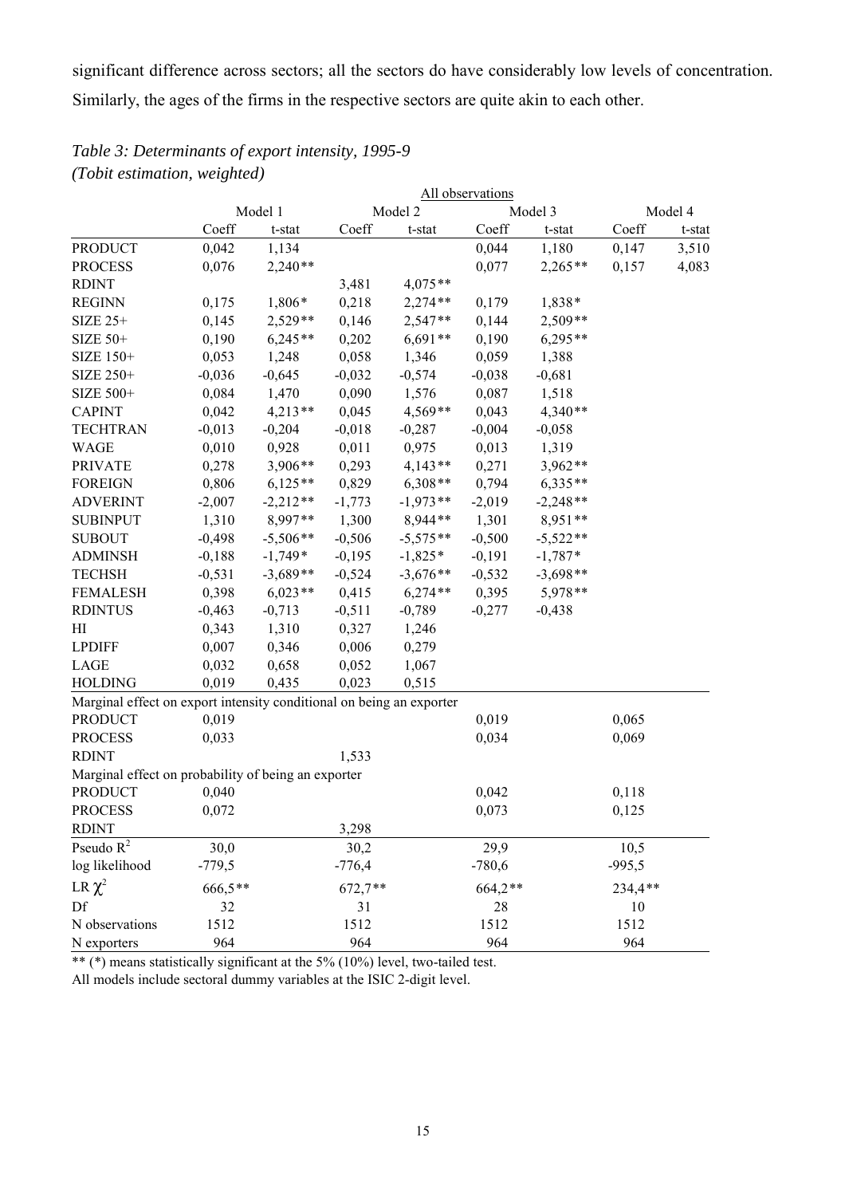significant difference across sectors; all the sectors do have considerably low levels of concentration. Similarly, the ages of the firms in the respective sectors are quite akin to each other.

*Table 3: Determinants of export intensity, 1995-9*
*(Tobit estimation, weighted)*

| | All observations | | | | | | | |
|---|---|---|---|---|---|---|---|---|
| | Model 1 | | Model 2 | | Model 3 | | Model 4 | |
| | Coeff | t-stat | Coeff | t-stat | Coeff | t-stat | Coeff | t-stat |
| PRODUCT | 0,042 | 1,134 | | | 0,044 | 1,180 | 0,147 | 3,510 |
| PROCESS | 0,076 | 2,240** | | | 0,077 | 2,265** | 0,157 | 4,083 |
| RDINT | | | 3,481 | 4,075** | | | | |
| REGINN | 0,175 | 1,806* | 0,218 | 2,274** | 0,179 | 1,838* | | |
| SIZE 25+ | 0,145 | 2,529** | 0,146 | 2,547** | 0,144 | 2,509** | | |
| SIZE 50+ | 0,190 | 6,245** | 0,202 | 6,691** | 0,190 | 6,295** | | |
| SIZE 150+ | 0,053 | 1,248 | 0,058 | 1,346 | 0,059 | 1,388 | | |
| SIZE 250+ | -0,036 | -0,645 | -0,032 | -0,574 | -0,038 | -0,681 | | |
| SIZE 500+ | 0,084 | 1,470 | 0,090 | 1,576 | 0,087 | 1,518 | | |
| CAPINT | 0,042 | 4,213** | 0,045 | 4,569** | 0,043 | 4,340** | | |
| TECHTRAN | -0,013 | -0,204 | -0,018 | -0,287 | -0,004 | -0,058 | | |
| WAGE | 0,010 | 0,928 | 0,011 | 0,975 | 0,013 | 1,319 | | |
| PRIVATE | 0,278 | 3,906** | 0,293 | 4,143** | 0,271 | 3,962** | | |
| FOREIGN | 0,806 | 6,125** | 0,829 | 6,308** | 0,794 | 6,335** | | |
| ADVERINT | -2,007 | -2,212** | -1,773 | -1,973** | -2,019 | -2,248** | | |
| SUBINPUT | 1,310 | 8,997** | 1,300 | 8,944** | 1,301 | 8,951** | | |
| SUBOUT | -0,498 | -5,506** | -0,506 | -5,575** | -0,500 | -5,522** | | |
| ADMINSH | -0,188 | -1,749* | -0,195 | -1,825* | -0,191 | -1,787* | | |
| TECHSH | -0,531 | -3,689** | -0,524 | -3,676** | -0,532 | -3,698** | | |
| FEMALESH | 0,398 | 6,023** | 0,415 | 6,274** | 0,395 | 5,978** | | |
| RDINTUS | -0,463 | -0,713 | -0,511 | -0,789 | -0,277 | -0,438 | | |
| HI | 0,343 | 1,310 | 0,327 | 1,246 | | | | |
| LPDIFF | 0,007 | 0,346 | 0,006 | 0,279 | | | | |
| LAGE | 0,032 | 0,658 | 0,052 | 1,067 | | | | |
| HOLDING | 0,019 | 0,435 | 0,023 | 0,515 | | | | |
| Marginal effect on export intensity conditional on being an exporter | | | | | | | | |
| PRODUCT | 0,019 | | | | 0,019 | | 0,065 | |
| PROCESS | 0,033 | | | | 0,034 | | 0,069 | |
| RDINT | | | 1,533 | | | | | |
| Marginal effect on probability of being an exporter | | | | | | | | |
| PRODUCT | 0,040 | | | | 0,042 | | 0,118 | |
| PROCESS | 0,072 | | | | 0,073 | | 0,125 | |
| RDINT | | | 3,298 | | | | | |
| Pseudo $R^2$ | 30,0 | | 30,2 | | 29,9 | | 10,5 | |
| log likelihood | -779,5 | | -776,4 | | -780,6 | | -995,5 | |
| LR $\chi^2$ | 666,5** | | 672,7** | | 664,2** | | 234,4** | |
| Df | 32 | | 31 | | 28 | | 10 | |
| N observations | 1512 | | 1512 | | 1512 | | 1512 | |
| N exporters | 964 | | 964 | | 964 | | 964 | |

** (*) means statistically significant at the 5% (10%) level, two-tailed test.
All models include sectoral dummy variables at the ISIC 2-digit level.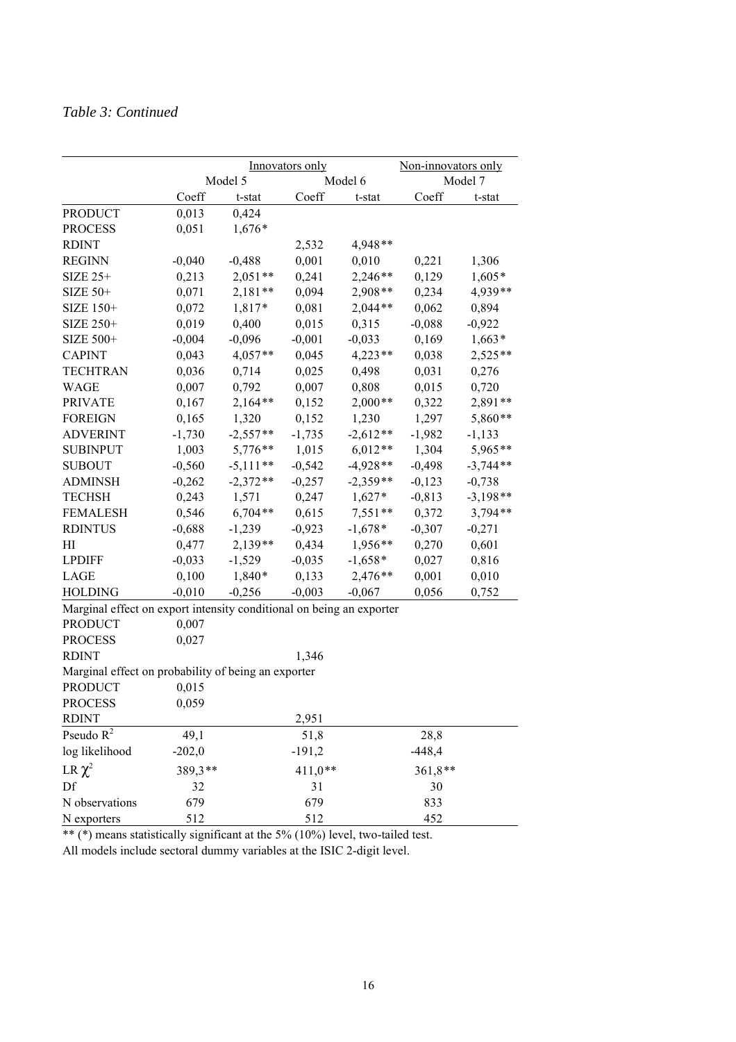*Table 3: Continued*

| | Innovators only | | | | Non-innovators only | |
|---|---|---|---|---|---|---|
| | Model 5 | | Model 6 | | Model 7 | |
| | Coeff | t-stat | Coeff | t-stat | Coeff | t-stat |
| PRODUCT | 0,013 | 0,424 | | | | |
| PROCESS | 0,051 | 1,676* | | | | |
| RDINT | | | 2,532 | 4,948** | | |
| REGINN | -0,040 | -0,488 | 0,001 | 0,010 | 0,221 | 1,306 |
| SIZE 25+ | 0,213 | 2,051** | 0,241 | 2,246** | 0,129 | 1,605* |
| SIZE 50+ | 0,071 | 2,181** | 0,094 | 2,908** | 0,234 | 4,939** |
| SIZE 150+ | 0,072 | 1,817* | 0,081 | 2,044** | 0,062 | 0,894 |
| SIZE 250+ | 0,019 | 0,400 | 0,015 | 0,315 | -0,088 | -0,922 |
| SIZE 500+ | -0,004 | -0,096 | -0,001 | -0,033 | 0,169 | 1,663* |
| CAPINT | 0,043 | 4,057** | 0,045 | 4,223** | 0,038 | 2,525** |
| TECHTRAN | 0,036 | 0,714 | 0,025 | 0,498 | 0,031 | 0,276 |
| WAGE | 0,007 | 0,792 | 0,007 | 0,808 | 0,015 | 0,720 |
| PRIVATE | 0,167 | 2,164** | 0,152 | 2,000** | 0,322 | 2,891** |
| FOREIGN | 0,165 | 1,320 | 0,152 | 1,230 | 1,297 | 5,860** |
| ADVERINT | -1,730 | -2,557** | -1,735 | -2,612** | -1,982 | -1,133 |
| SUBINPUT | 1,003 | 5,776** | 1,015 | 6,012** | 1,304 | 5,965** |
| SUBOUT | -0,560 | -5,111** | -0,542 | -4,928** | -0,498 | -3,744** |
| ADMINSH | -0,262 | -2,372** | -0,257 | -2,359** | -0,123 | -0,738 |
| TECHSH | 0,243 | 1,571 | 0,247 | 1,627* | -0,813 | -3,198** |
| FEMALESH | 0,546 | 6,704** | 0,615 | 7,551** | 0,372 | 3,794** |
| RDINTUS | -0,688 | -1,239 | -0,923 | -1,678* | -0,307 | -0,271 |
| HI | 0,477 | 2,139** | 0,434 | 1,956** | 0,270 | 0,601 |
| LPDIFF | -0,033 | -1,529 | -0,035 | -1,658* | 0,027 | 0,816 |
| LAGE | 0,100 | 1,840* | 0,133 | 2,476** | 0,001 | 0,010 |
| HOLDING | -0,010 | -0,256 | -0,003 | -0,067 | 0,056 | 0,752 |
| Marginal effect on export intensity conditional on being an exporter | | | | | | |
| PRODUCT | 0,007 | | | | | |
| PROCESS | 0,027 | | | | | |
| RDINT | | | 1,346 | | | |
| Marginal effect on probability of being an exporter | | | | | | |
| PRODUCT | 0,015 | | | | | |
| PROCESS | 0,059 | | | | | |
| RDINT | | | 2,951 | | | |
| Pseudo $R^2$ | 49,1 | | 51,8 | | 28,8 | |
| log likelihood | -202,0 | | -191,2 | | -448,4 | |
| LR $\chi^2$ | 389,3** | | 411,0** | | 361,8** | |
| Df | 32 | | 31 | | 30 | |
| N observations | 679 | | 679 | | 833 | |
| N exporters | 512 | | 512 | | 452 | |

** (*) means statistically significant at the 5% (10%) level, two-tailed test.
All models include sectoral dummy variables at the ISIC 2-digit level.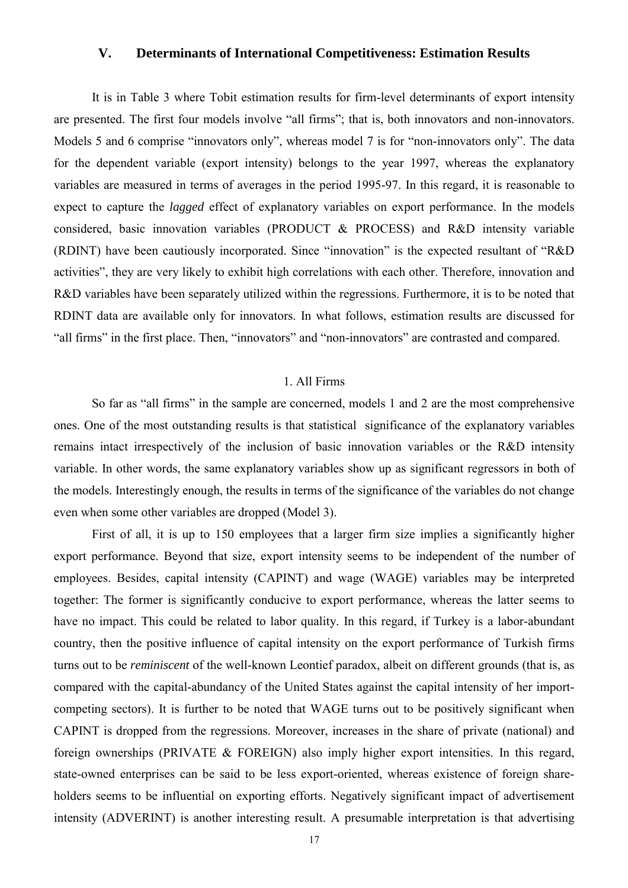## V. Determinants of International Competitiveness: Estimation Results

It is in Table 3 where Tobit estimation results for firm-level determinants of export intensity are presented. The first four models involve "all firms"; that is, both innovators and non-innovators. Models 5 and 6 comprise "innovators only", whereas model 7 is for "non-innovators only". The data for the dependent variable (export intensity) belongs to the year 1997, whereas the explanatory variables are measured in terms of averages in the period 1995-97. In this regard, it is reasonable to expect to capture the *lagged* effect of explanatory variables on export performance. In the models considered, basic innovation variables (PRODUCT & PROCESS) and R&D intensity variable (RDINT) have been cautiously incorporated. Since "innovation" is the expected resultant of "R&D activities", they are very likely to exhibit high correlations with each other. Therefore, innovation and R&D variables have been separately utilized within the regressions. Furthermore, it is to be noted that RDINT data are available only for innovators. In what follows, estimation results are discussed for "all firms" in the first place. Then, "innovators" and "non-innovators" are contrasted and compared.

### 1. All Firms

So far as "all firms" in the sample are concerned, models 1 and 2 are the most comprehensive ones. One of the most outstanding results is that statistical significance of the explanatory variables remains intact irrespectively of the inclusion of basic innovation variables or the R&D intensity variable. In other words, the same explanatory variables show up as significant regressors in both of the models. Interestingly enough, the results in terms of the significance of the variables do not change even when some other variables are dropped (Model 3).

First of all, it is up to 150 employees that a larger firm size implies a significantly higher export performance. Beyond that size, export intensity seems to be independent of the number of employees. Besides, capital intensity (CAPINT) and wage (WAGE) variables may be interpreted together: The former is significantly conducive to export performance, whereas the latter seems to have no impact. This could be related to labor quality. In this regard, if Turkey is a labor-abundant country, then the positive influence of capital intensity on the export performance of Turkish firms turns out to be *reminiscent* of the well-known Leontief paradox, albeit on different grounds (that is, as compared with the capital-abundancy of the United States against the capital intensity of her import-competing sectors). It is further to be noted that WAGE turns out to be positively significant when CAPINT is dropped from the regressions. Moreover, increases in the share of private (national) and foreign ownerships (PRIVATE & FOREIGN) also imply higher export intensities. In this regard, state-owned enterprises can be said to be less export-oriented, whereas existence of foreign share-holders seems to be influential on exporting efforts. Negatively significant impact of advertisement intensity (ADVERINT) is another interesting result. A presumable interpretation is that advertising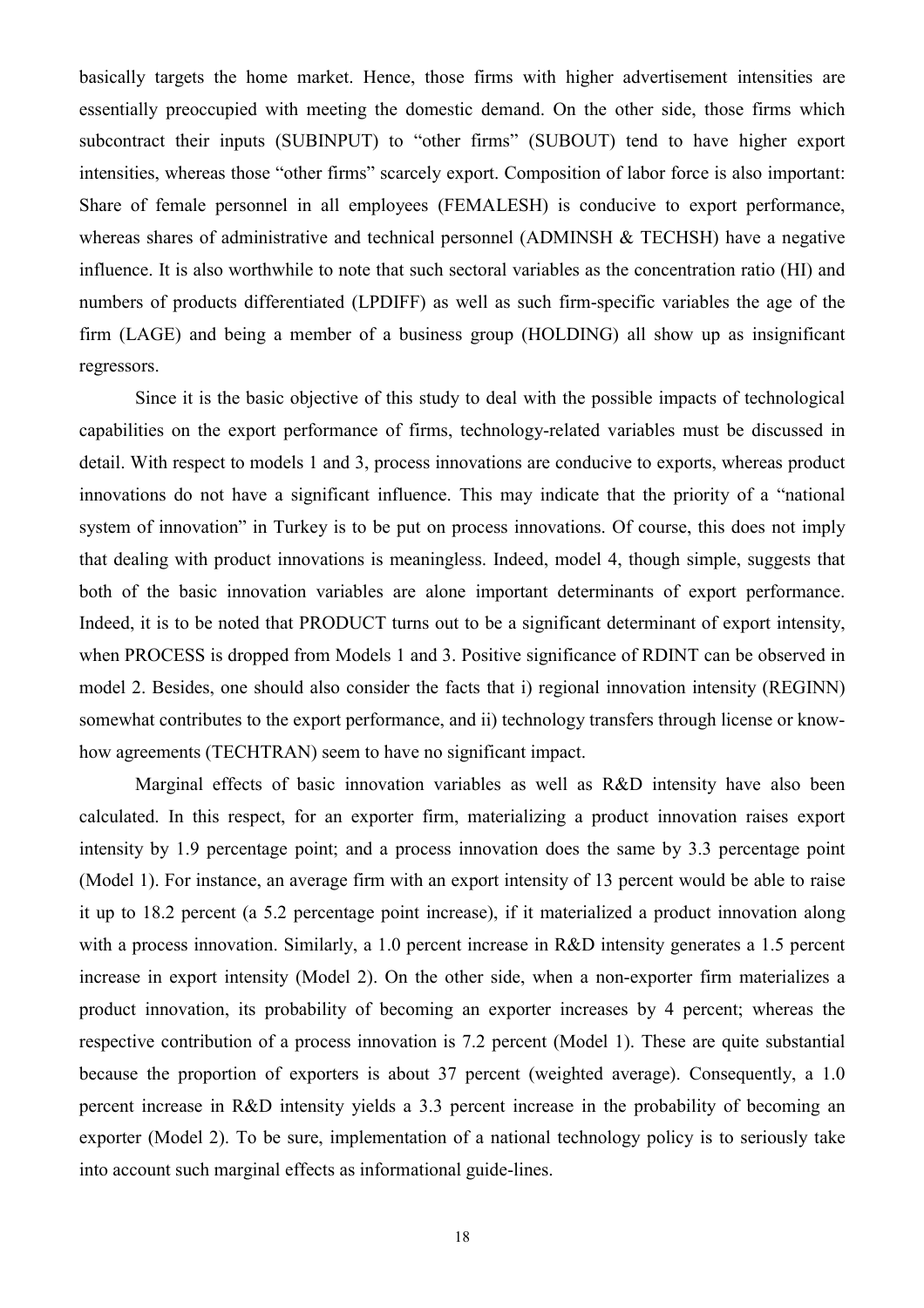basically targets the home market. Hence, those firms with higher advertisement intensities are essentially preoccupied with meeting the domestic demand. On the other side, those firms which subcontract their inputs (SUBINPUT) to "other firms" (SUBOUT) tend to have higher export intensities, whereas those "other firms" scarcely export. Composition of labor force is also important: Share of female personnel in all employees (FEMALESH) is conducive to export performance, whereas shares of administrative and technical personnel (ADMINSH & TECHSH) have a negative influence. It is also worthwhile to note that such sectoral variables as the concentration ratio (HI) and numbers of products differentiated (LPDIFF) as well as such firm-specific variables the age of the firm (LAGE) and being a member of a business group (HOLDING) all show up as insignificant regressors.

Since it is the basic objective of this study to deal with the possible impacts of technological capabilities on the export performance of firms, technology-related variables must be discussed in detail. With respect to models 1 and 3, process innovations are conducive to exports, whereas product innovations do not have a significant influence. This may indicate that the priority of a "national system of innovation" in Turkey is to be put on process innovations. Of course, this does not imply that dealing with product innovations is meaningless. Indeed, model 4, though simple, suggests that both of the basic innovation variables are alone important determinants of export performance. Indeed, it is to be noted that PRODUCT turns out to be a significant determinant of export intensity, when PROCESS is dropped from Models 1 and 3. Positive significance of RDINT can be observed in model 2. Besides, one should also consider the facts that i) regional innovation intensity (REGINN) somewhat contributes to the export performance, and ii) technology transfers through license or know-how agreements (TECHTRAN) seem to have no significant impact.

Marginal effects of basic innovation variables as well as R&D intensity have also been calculated. In this respect, for an exporter firm, materializing a product innovation raises export intensity by 1.9 percentage point; and a process innovation does the same by 3.3 percentage point (Model 1). For instance, an average firm with an export intensity of 13 percent would be able to raise it up to 18.2 percent (a 5.2 percentage point increase), if it materialized a product innovation along with a process innovation. Similarly, a 1.0 percent increase in R&D intensity generates a 1.5 percent increase in export intensity (Model 2). On the other side, when a non-exporter firm materializes a product innovation, its probability of becoming an exporter increases by 4 percent; whereas the respective contribution of a process innovation is 7.2 percent (Model 1). These are quite substantial because the proportion of exporters is about 37 percent (weighted average). Consequently, a 1.0 percent increase in R&D intensity yields a 3.3 percent increase in the probability of becoming an exporter (Model 2). To be sure, implementation of a national technology policy is to seriously take into account such marginal effects as informational guide-lines.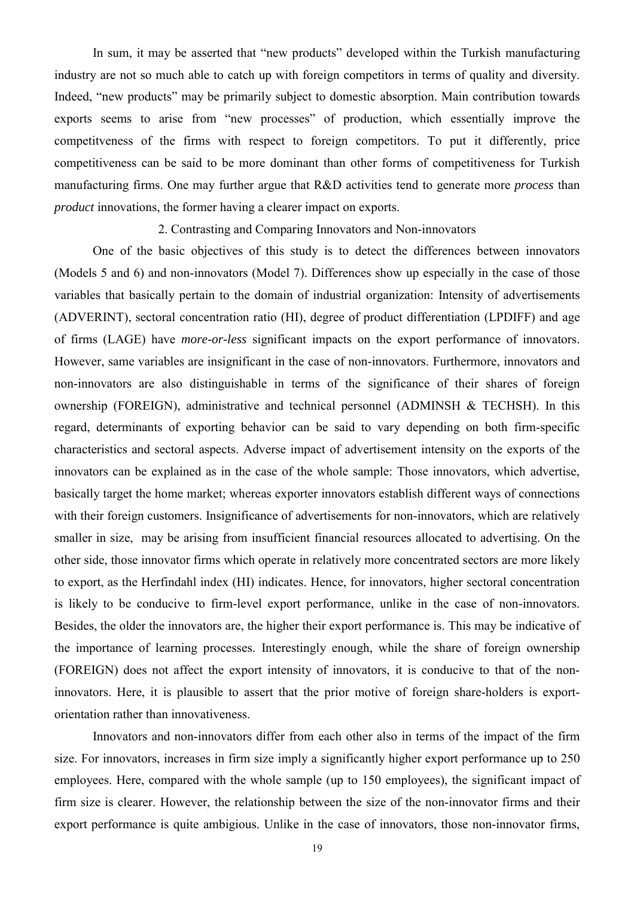In sum, it may be asserted that "new products" developed within the Turkish manufacturing industry are not so much able to catch up with foreign competitors in terms of quality and diversity. Indeed, "new products" may be primarily subject to domestic absorption. Main contribution towards exports seems to arise from "new processes" of production, which essentially improve the competitveness of the firms with respect to foreign competitors. To put it differently, price competitiveness can be said to be more dominant than other forms of competitiveness for Turkish manufacturing firms. One may further argue that R&D activities tend to generate more *process* than *product* innovations, the former having a clearer impact on exports.

## 2. Contrasting and Comparing Innovators and Non-innovators

One of the basic objectives of this study is to detect the differences between innovators (Models 5 and 6) and non-innovators (Model 7). Differences show up especially in the case of those variables that basically pertain to the domain of industrial organization: Intensity of advertisements (ADVERINT), sectoral concentration ratio (HI), degree of product differentiation (LPDIFF) and age of firms (LAGE) have *more-or-less* significant impacts on the export performance of innovators. However, same variables are insignificant in the case of non-innovators. Furthermore, innovators and non-innovators are also distinguishable in terms of the significance of their shares of foreign ownership (FOREIGN), administrative and technical personnel (ADMINSH & TECHSH). In this regard, determinants of exporting behavior can be said to vary depending on both firm-specific characteristics and sectoral aspects. Adverse impact of advertisement intensity on the exports of the innovators can be explained as in the case of the whole sample: Those innovators, which advertise, basically target the home market; whereas exporter innovators establish different ways of connections with their foreign customers. Insignificance of advertisements for non-innovators, which are relatively smaller in size, may be arising from insufficient financial resources allocated to advertising. On the other side, those innovator firms which operate in relatively more concentrated sectors are more likely to export, as the Herfindahl index (HI) indicates. Hence, for innovators, higher sectoral concentration is likely to be conducive to firm-level export performance, unlike in the case of non-innovators. Besides, the older the innovators are, the higher their export performance is. This may be indicative of the importance of learning processes. Interestingly enough, while the share of foreign ownership (FOREIGN) does not affect the export intensity of innovators, it is conducive to that of the non-innovators. Here, it is plausible to assert that the prior motive of foreign share-holders is export-orientation rather than innovativeness.

Innovators and non-innovators differ from each other also in terms of the impact of the firm size. For innovators, increases in firm size imply a significantly higher export performance up to 250 employees. Here, compared with the whole sample (up to 150 employees), the significant impact of firm size is clearer. However, the relationship between the size of the non-innovator firms and their export performance is quite ambigious. Unlike in the case of innovators, those non-innovator firms,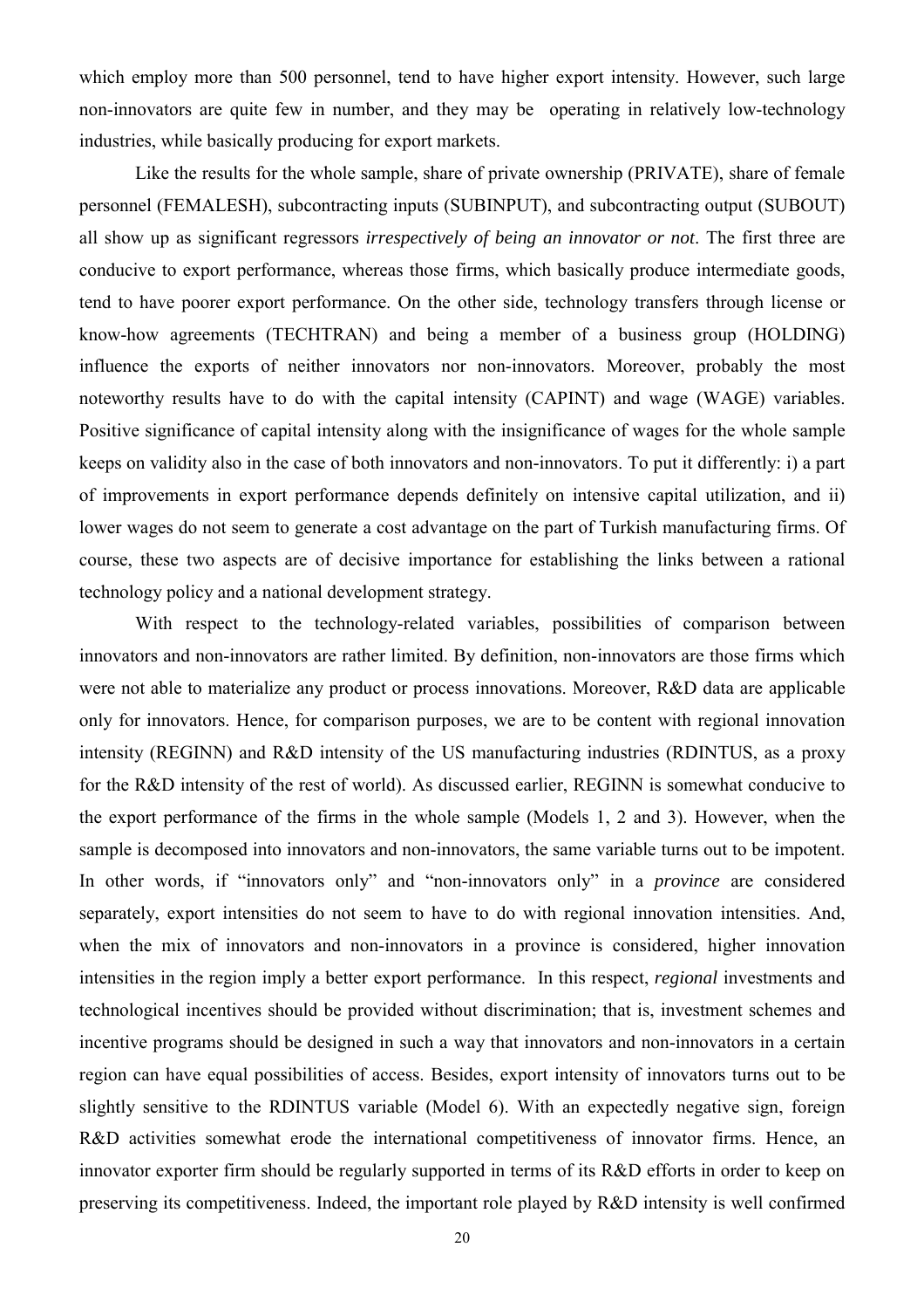which employ more than 500 personnel, tend to have higher export intensity. However, such large non-innovators are quite few in number, and they may be operating in relatively low-technology industries, while basically producing for export markets.

Like the results for the whole sample, share of private ownership (PRIVATE), share of female personnel (FEMALESH), subcontracting inputs (SUBINPUT), and subcontracting output (SUBOUT) all show up as significant regressors *irrespectively of being an innovator or not*. The first three are conducive to export performance, whereas those firms, which basically produce intermediate goods, tend to have poorer export performance. On the other side, technology transfers through license or know-how agreements (TECHTRAN) and being a member of a business group (HOLDING) influence the exports of neither innovators nor non-innovators. Moreover, probably the most noteworthy results have to do with the capital intensity (CAPINT) and wage (WAGE) variables. Positive significance of capital intensity along with the insignificance of wages for the whole sample keeps on validity also in the case of both innovators and non-innovators. To put it differently: i) a part of improvements in export performance depends definitely on intensive capital utilization, and ii) lower wages do not seem to generate a cost advantage on the part of Turkish manufacturing firms. Of course, these two aspects are of decisive importance for establishing the links between a rational technology policy and a national development strategy.

With respect to the technology-related variables, possibilities of comparison between innovators and non-innovators are rather limited. By definition, non-innovators are those firms which were not able to materialize any product or process innovations. Moreover, R&D data are applicable only for innovators. Hence, for comparison purposes, we are to be content with regional innovation intensity (REGINN) and R&D intensity of the US manufacturing industries (RDINTUS, as a proxy for the R&D intensity of the rest of world). As discussed earlier, REGINN is somewhat conducive to the export performance of the firms in the whole sample (Models 1, 2 and 3). However, when the sample is decomposed into innovators and non-innovators, the same variable turns out to be impotent. In other words, if "innovators only" and "non-innovators only" in a *province* are considered separately, export intensities do not seem to have to do with regional innovation intensities. And, when the mix of innovators and non-innovators in a province is considered, higher innovation intensities in the region imply a better export performance. In this respect, *regional* investments and technological incentives should be provided without discrimination; that is, investment schemes and incentive programs should be designed in such a way that innovators and non-innovators in a certain region can have equal possibilities of access. Besides, export intensity of innovators turns out to be slightly sensitive to the RDINTUS variable (Model 6). With an expectedly negative sign, foreign R&D activities somewhat erode the international competitiveness of innovator firms. Hence, an innovator exporter firm should be regularly supported in terms of its R&D efforts in order to keep on preserving its competitiveness. Indeed, the important role played by R&D intensity is well confirmed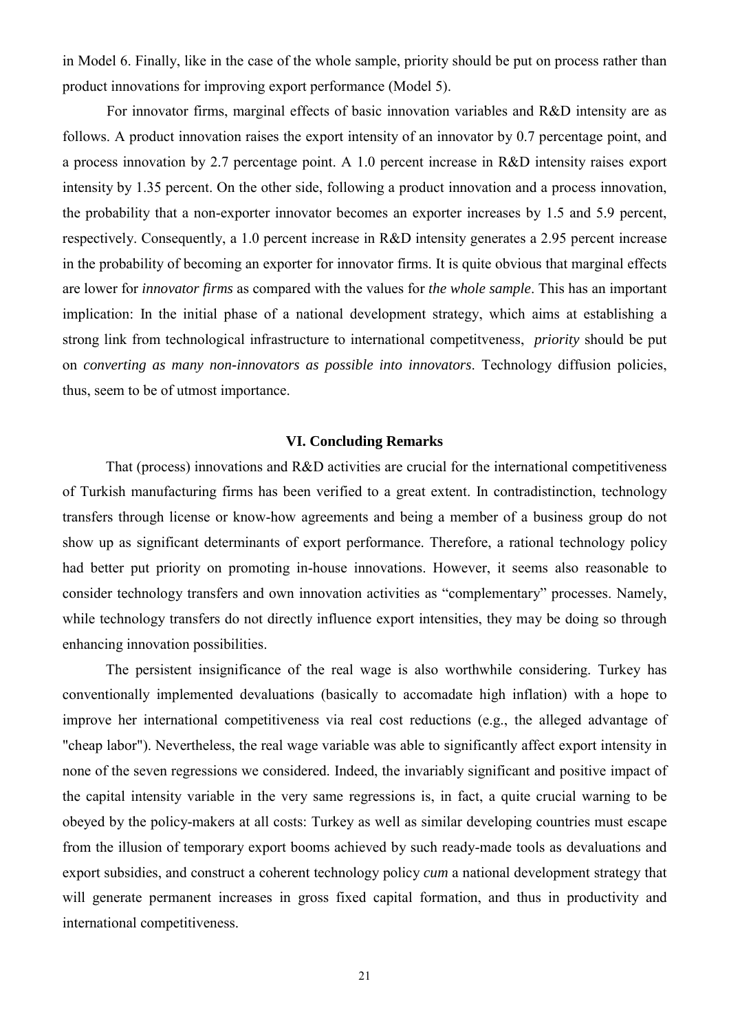in Model 6. Finally, like in the case of the whole sample, priority should be put on process rather than product innovations for improving export performance (Model 5).

For innovator firms, marginal effects of basic innovation variables and R&D intensity are as follows. A product innovation raises the export intensity of an innovator by 0.7 percentage point, and a process innovation by 2.7 percentage point. A 1.0 percent increase in R&D intensity raises export intensity by 1.35 percent. On the other side, following a product innovation and a process innovation, the probability that a non-exporter innovator becomes an exporter increases by 1.5 and 5.9 percent, respectively. Consequently, a 1.0 percent increase in R&D intensity generates a 2.95 percent increase in the probability of becoming an exporter for innovator firms. It is quite obvious that marginal effects are lower for *innovator firms* as compared with the values for *the whole sample*. This has an important implication: In the initial phase of a national development strategy, which aims at establishing a strong link from technological infrastructure to international competitveness, *priority* should be put on *converting as many non-innovators as possible into innovators*. Technology diffusion policies, thus, seem to be of utmost importance.

## VI. Concluding Remarks

That (process) innovations and R&D activities are crucial for the international competitiveness of Turkish manufacturing firms has been verified to a great extent. In contradistinction, technology transfers through license or know-how agreements and being a member of a business group do not show up as significant determinants of export performance. Therefore, a rational technology policy had better put priority on promoting in-house innovations. However, it seems also reasonable to consider technology transfers and own innovation activities as "complementary" processes. Namely, while technology transfers do not directly influence export intensities, they may be doing so through enhancing innovation possibilities.

The persistent insignificance of the real wage is also worthwhile considering. Turkey has conventionally implemented devaluations (basically to accomadate high inflation) with a hope to improve her international competitiveness via real cost reductions (e.g., the alleged advantage of "cheap labor"). Nevertheless, the real wage variable was able to significantly affect export intensity in none of the seven regressions we considered. Indeed, the invariably significant and positive impact of the capital intensity variable in the very same regressions is, in fact, a quite crucial warning to be obeyed by the policy-makers at all costs: Turkey as well as similar developing countries must escape from the illusion of temporary export booms achieved by such ready-made tools as devaluations and export subsidies, and construct a coherent technology policy *cum* a national development strategy that will generate permanent increases in gross fixed capital formation, and thus in productivity and international competitiveness.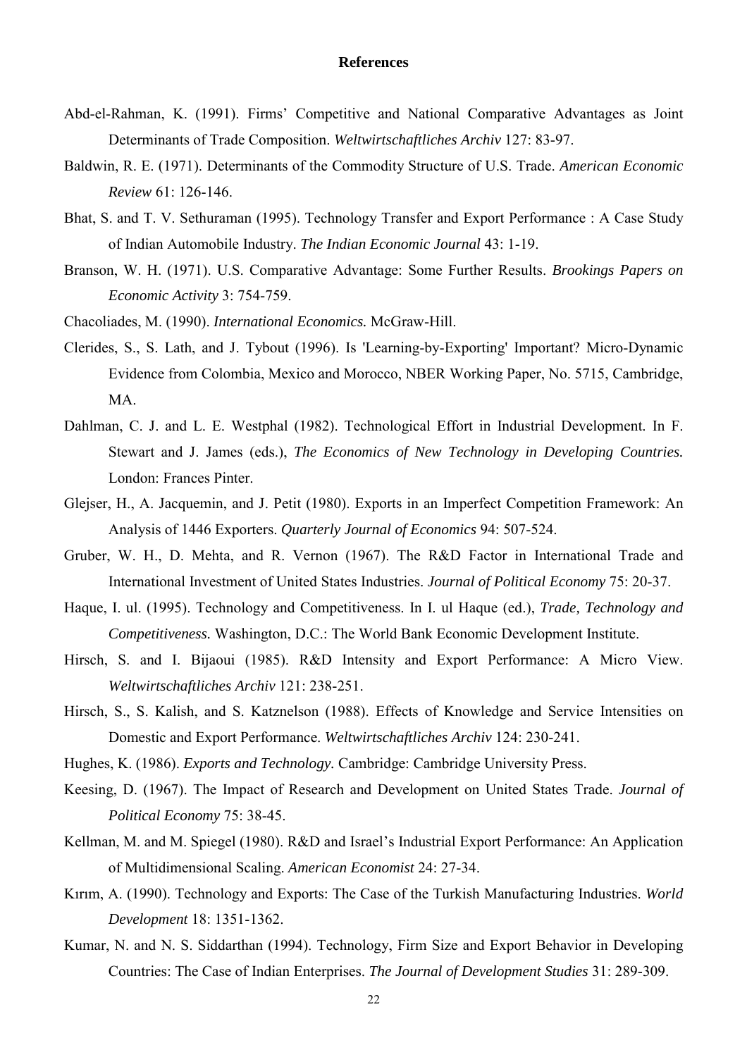**References**

Abd-el-Rahman, K. (1991). Firms' Competitive and National Comparative Advantages as Joint Determinants of Trade Composition. *Weltwirtschaftliches Archiv* 127: 83-97.

Baldwin, R. E. (1971). Determinants of the Commodity Structure of U.S. Trade. *American Economic Review* 61: 126-146.

Bhat, S. and T. V. Sethuraman (1995). Technology Transfer and Export Performance : A Case Study of Indian Automobile Industry. *The Indian Economic Journal* 43: 1-19.

Branson, W. H. (1971). U.S. Comparative Advantage: Some Further Results. *Brookings Papers on Economic Activity* 3: 754-759.

Chacoliades, M. (1990). *International Economics.* McGraw-Hill.

Clerides, S., S. Lath, and J. Tybout (1996). Is 'Learning-by-Exporting' Important? Micro-Dynamic Evidence from Colombia, Mexico and Morocco, NBER Working Paper, No. 5715, Cambridge, MA.

Dahlman, C. J. and L. E. Westphal (1982). Technological Effort in Industrial Development. In F. Stewart and J. James (eds.), *The Economics of New Technology in Developing Countries.* London: Frances Pinter.

Glejser, H., A. Jacquemin, and J. Petit (1980). Exports in an Imperfect Competition Framework: An Analysis of 1446 Exporters. *Quarterly Journal of Economics* 94: 507-524.

Gruber, W. H., D. Mehta, and R. Vernon (1967). The R&D Factor in International Trade and International Investment of United States Industries. *Journal of Political Economy* 75: 20-37.

Haque, I. ul. (1995). Technology and Competitiveness. In I. ul Haque (ed.), *Trade, Technology and Competitiveness.* Washington, D.C.: The World Bank Economic Development Institute.

Hirsch, S. and I. Bijaoui (1985). R&D Intensity and Export Performance: A Micro View. *Weltwirtschaftliches Archiv* 121: 238-251.

Hirsch, S., S. Kalish, and S. Katznelson (1988). Effects of Knowledge and Service Intensities on Domestic and Export Performance. *Weltwirtschaftliches Archiv* 124: 230-241.

Hughes, K. (1986). *Exports and Technology.* Cambridge: Cambridge University Press.

Keesing, D. (1967). The Impact of Research and Development on United States Trade. *Journal of Political Economy* 75: 38-45.

Kellman, M. and M. Spiegel (1980). R&D and Israel's Industrial Export Performance: An Application of Multidimensional Scaling. *American Economist* 24: 27-34.

Kırım, A. (1990). Technology and Exports: The Case of the Turkish Manufacturing Industries. *World Development* 18: 1351-1362.

Kumar, N. and N. S. Siddarthan (1994). Technology, Firm Size and Export Behavior in Developing Countries: The Case of Indian Enterprises. *The Journal of Development Studies* 31: 289-309.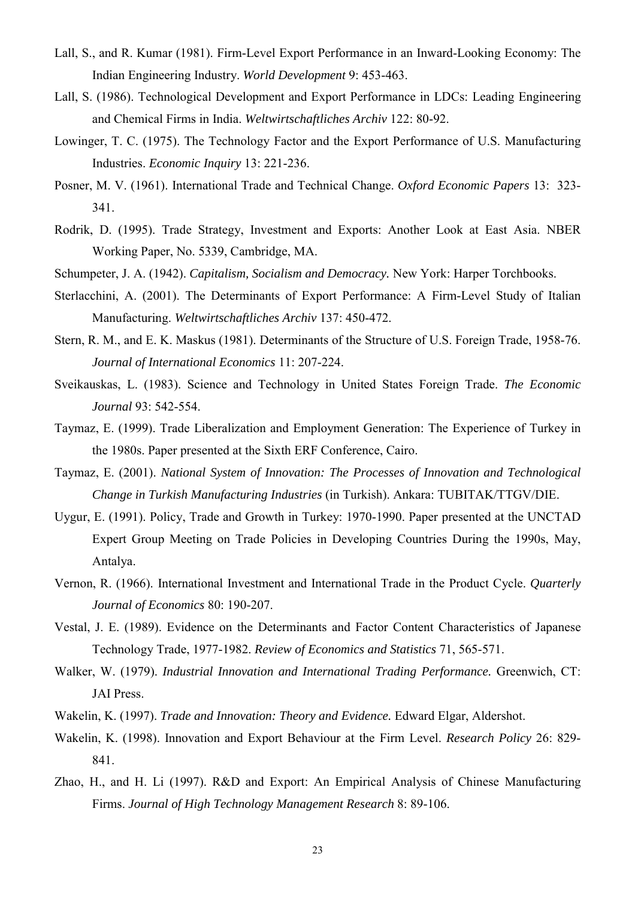Lall, S., and R. Kumar (1981). Firm-Level Export Performance in an Inward-Looking Economy: The Indian Engineering Industry. *World Development* 9: 453-463.

Lall, S. (1986). Technological Development and Export Performance in LDCs: Leading Engineering and Chemical Firms in India. *Weltwirtschaftliches Archiv* 122: 80-92.

Lowinger, T. C. (1975). The Technology Factor and the Export Performance of U.S. Manufacturing Industries. *Economic Inquiry* 13: 221-236.

Posner, M. V. (1961). International Trade and Technical Change. *Oxford Economic Papers* 13: 323-341.

Rodrik, D. (1995). Trade Strategy, Investment and Exports: Another Look at East Asia. NBER Working Paper, No. 5339, Cambridge, MA.

Schumpeter, J. A. (1942). *Capitalism, Socialism and Democracy.* New York: Harper Torchbooks.

Sterlacchini, A. (2001). The Determinants of Export Performance: A Firm-Level Study of Italian Manufacturing. *Weltwirtschaftliches Archiv* 137: 450-472.

Stern, R. M., and E. K. Maskus (1981). Determinants of the Structure of U.S. Foreign Trade, 1958-76. *Journal of International Economics* 11: 207-224.

Sveikauskas, L. (1983). Science and Technology in United States Foreign Trade. *The Economic Journal* 93: 542-554.

Taymaz, E. (1999). Trade Liberalization and Employment Generation: The Experience of Turkey in the 1980s. Paper presented at the Sixth ERF Conference, Cairo.

Taymaz, E. (2001). *National System of Innovation: The Processes of Innovation and Technological Change in Turkish Manufacturing Industries* (in Turkish). Ankara: TUBITAK/TTGV/DIE.

Uygur, E. (1991). Policy, Trade and Growth in Turkey: 1970-1990. Paper presented at the UNCTAD Expert Group Meeting on Trade Policies in Developing Countries During the 1990s, May, Antalya.

Vernon, R. (1966). International Investment and International Trade in the Product Cycle. *Quarterly Journal of Economics* 80: 190-207.

Vestal, J. E. (1989). Evidence on the Determinants and Factor Content Characteristics of Japanese Technology Trade, 1977-1982. *Review of Economics and Statistics* 71, 565-571.

Walker, W. (1979). *Industrial Innovation and International Trading Performance.* Greenwich, CT: JAI Press.

Wakelin, K. (1997). *Trade and Innovation: Theory and Evidence.* Edward Elgar, Aldershot.

Wakelin, K. (1998). Innovation and Export Behaviour at the Firm Level. *Research Policy* 26: 829-841.

Zhao, H., and H. Li (1997). R&D and Export: An Empirical Analysis of Chinese Manufacturing Firms. *Journal of High Technology Management Research* 8: 89-106.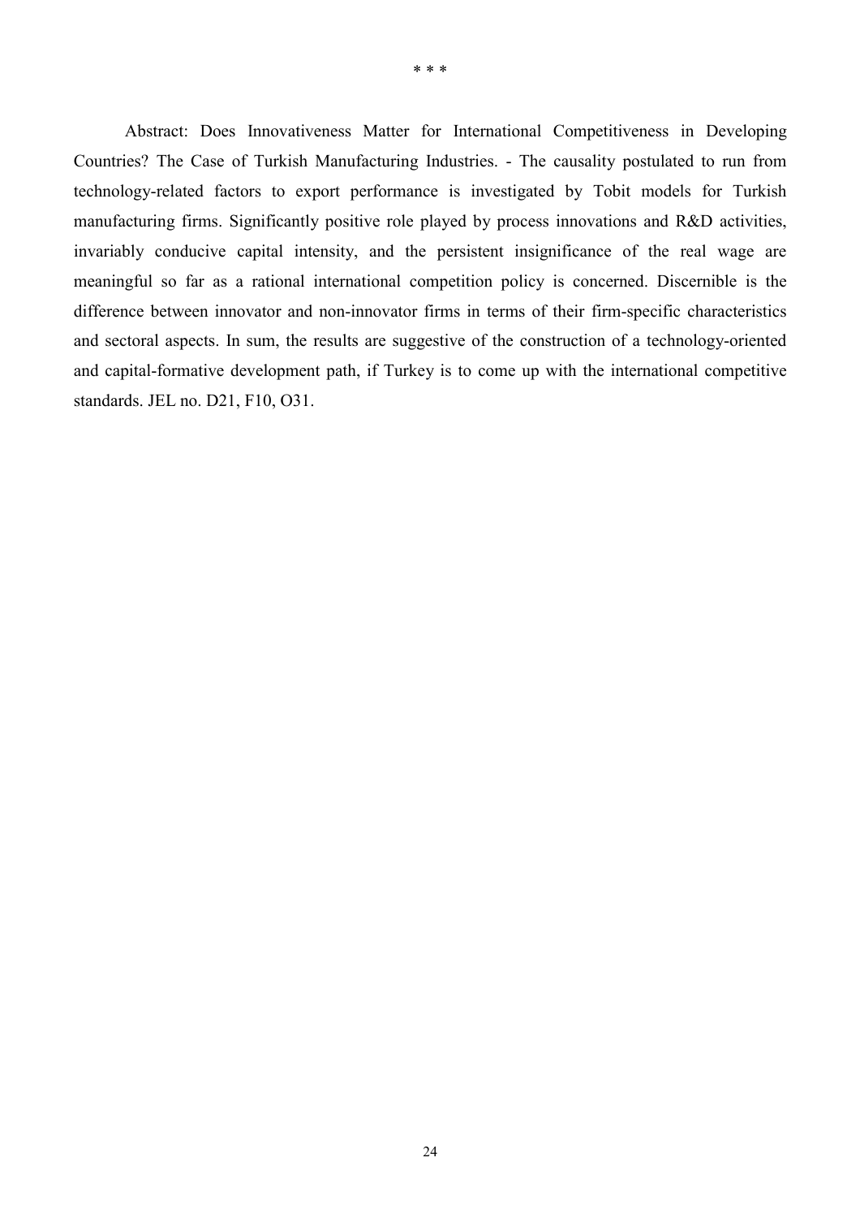\* \* \*

Abstract: Does Innovativeness Matter for International Competitiveness in Developing Countries? The Case of Turkish Manufacturing Industries. - The causality postulated to run from technology-related factors to export performance is investigated by Tobit models for Turkish manufacturing firms. Significantly positive role played by process innovations and R&D activities, invariably conducive capital intensity, and the persistent insignificance of the real wage are meaningful so far as a rational international competition policy is concerned. Discernible is the difference between innovator and non-innovator firms in terms of their firm-specific characteristics and sectoral aspects. In sum, the results are suggestive of the construction of a technology-oriented and capital-formative development path, if Turkey is to come up with the international competitive standards. JEL no. D21, F10, O31.